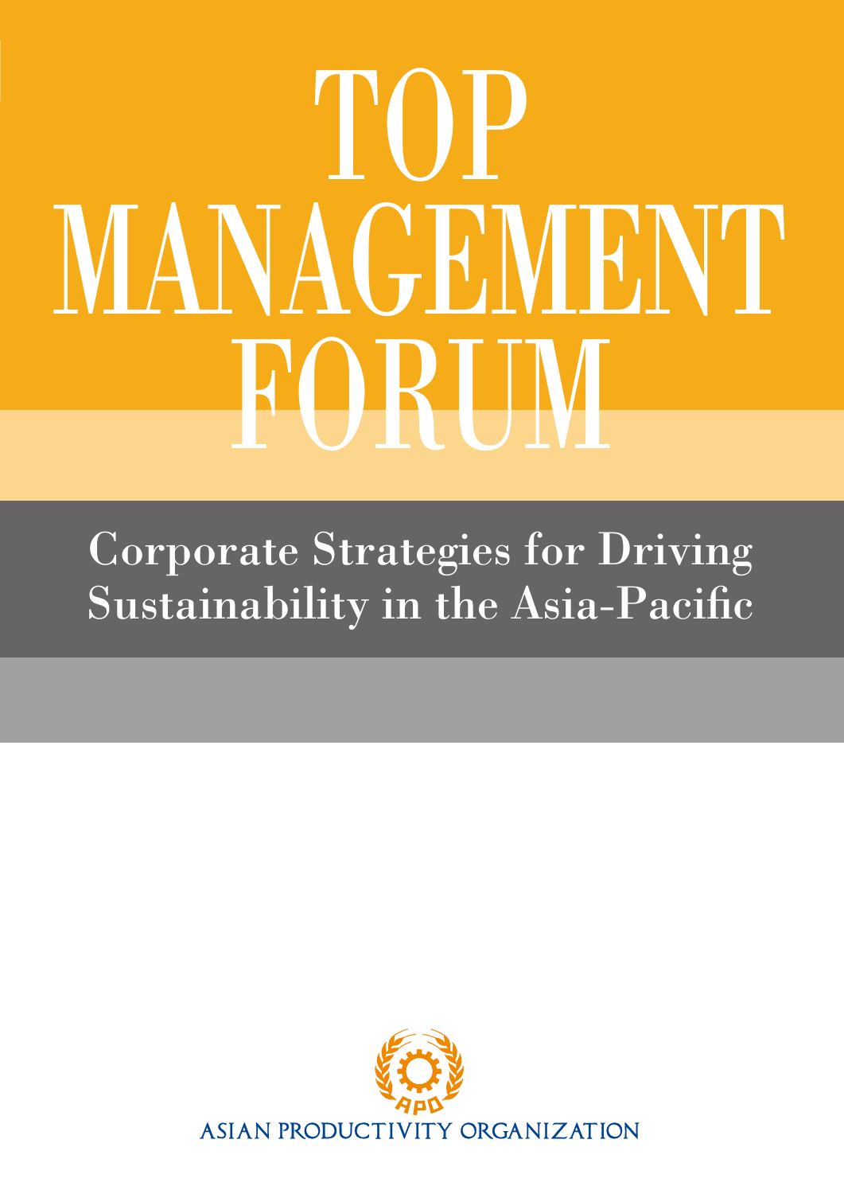# TOP MANAGEMENT FORUM

## Corporate Strategies for Driving Sustainability in the Asia-Pacific

ASIAN PRODUCTIVITY ORGANIZATION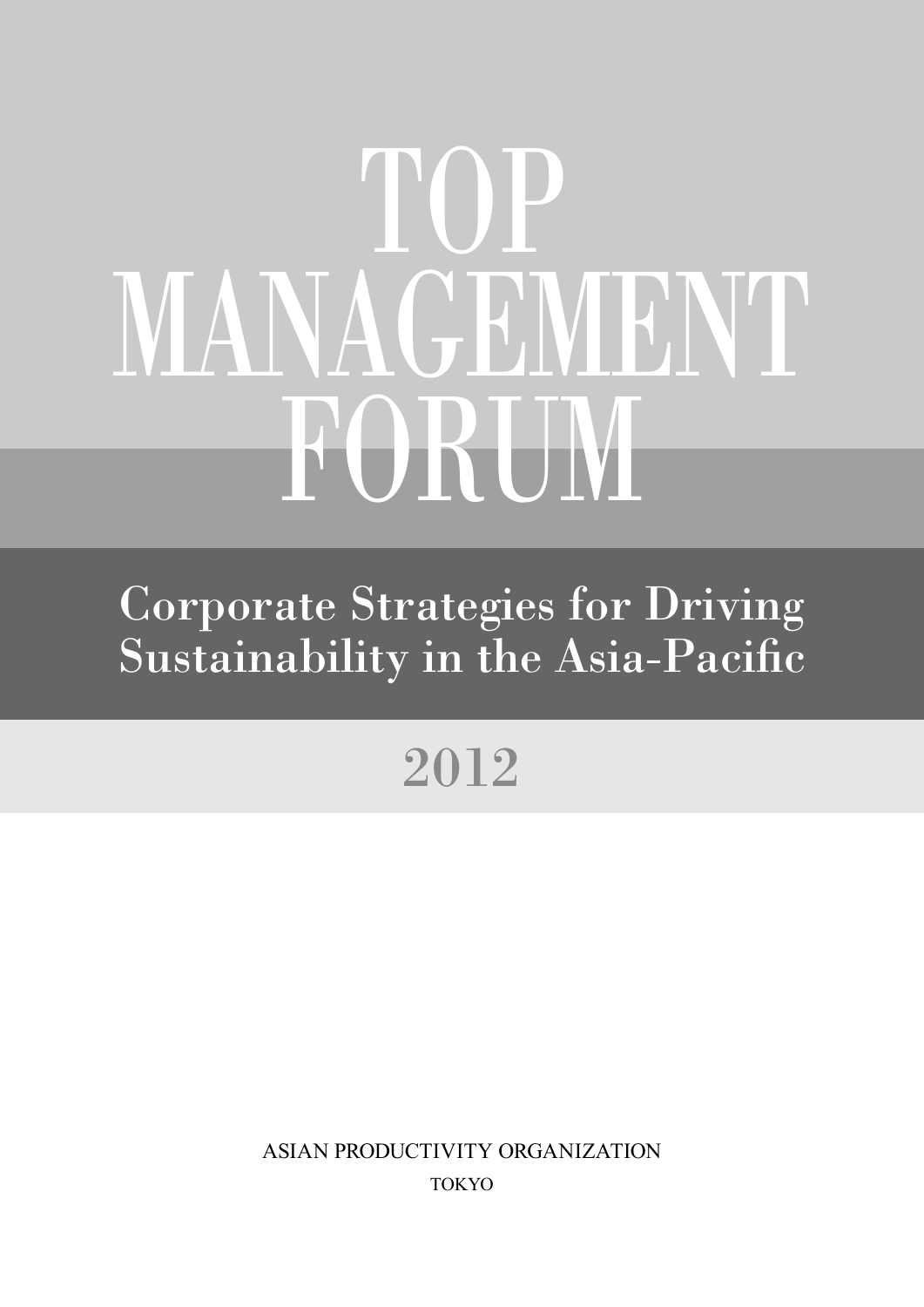# TOP MANAGEMENT FORUM

## Corporate Strategies for Driving Sustainability in the Asia-Pacific

## 2012

ASIAN PRODUCTIVITY ORGANIZATION

TOKYO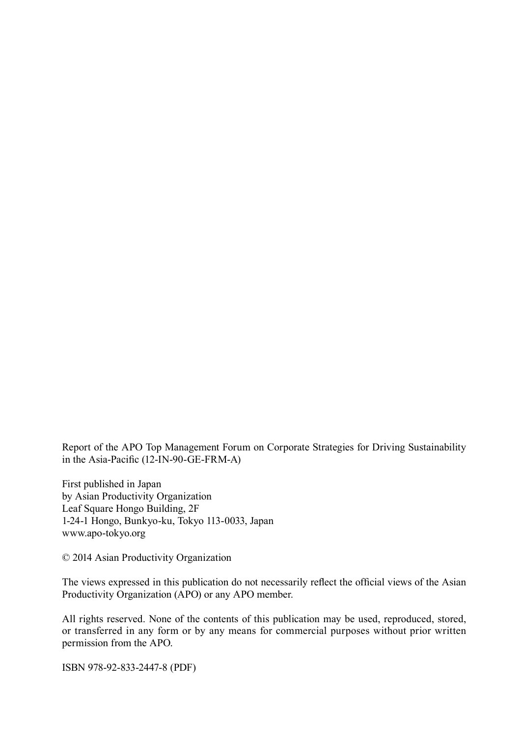Report of the APO Top Management Forum on Corporate Strategies for Driving Sustainability in the Asia-Pacific (12-IN-90-GE-FRM-A)

First published in Japan
by Asian Productivity Organization
Leaf Square Hongo Building, 2F
1-24-1 Hongo, Bunkyo-ku, Tokyo 113-0033, Japan
www.apo-tokyo.org

© 2014 Asian Productivity Organization

The views expressed in this publication do not necessarily reflect the official views of the Asian Productivity Organization (APO) or any APO member.

All rights reserved. None of the contents of this publication may be used, reproduced, stored, or transferred in any form or by any means for commercial purposes without prior written permission from the APO.

ISBN 978-92-833-2447-8 (PDF)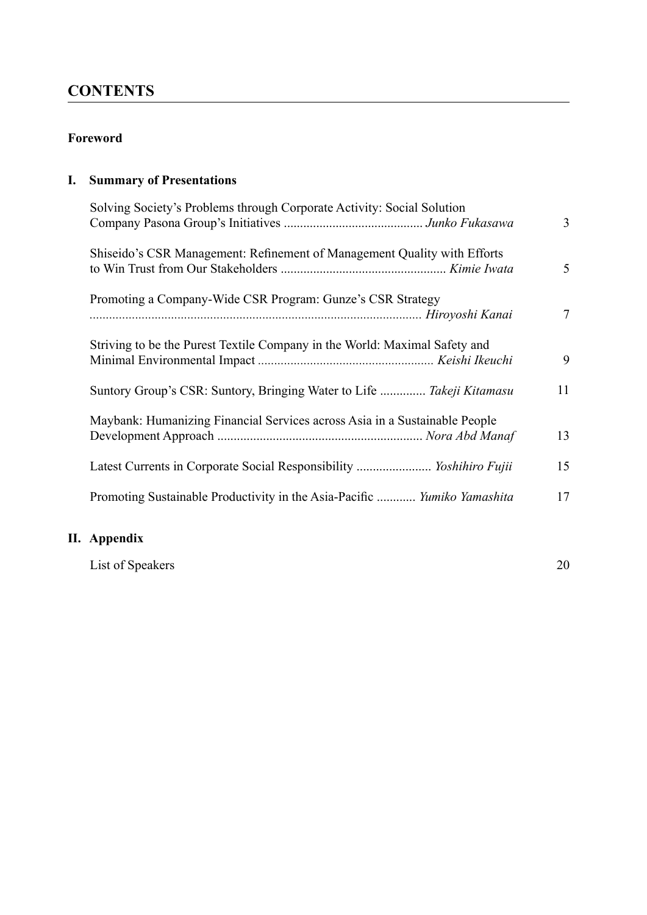# CONTENTS

**Foreword**

## I. Summary of Presentations

| | |
|---|---|
| Solving Society's Problems through Corporate Activity: Social Solution Company Pasona Group's Initiatives .......................................... *Junko Fukasawa* | 3 |
| Shiseido's CSR Management: Refinement of Management Quality with Efforts to Win Trust from Our Stakeholders .................................................. *Kimie Iwata* | 5 |
| Promoting a Company-Wide CSR Program: Gunze's CSR Strategy ..................................................................................................... *Hiroyoshi Kanai* | 7 |
| Striving to be the Purest Textile Company in the World: Maximal Safety and Minimal Environmental Impact ..................................................... *Keishi Ikeuchi* | 9 |
| Suntory Group's CSR: Suntory, Bringing Water to Life ............. *Takeji Kitamasu* | 11 |
| Maybank: Humanizing Financial Services across Asia in a Sustainable People Development Approach .............................................................. *Nora Abd Manaf* | 13 |
| Latest Currents in Corporate Social Responsibility ....................... *Yoshihiro Fujii* | 15 |
| Promoting Sustainable Productivity in the Asia-Pacific ............ *Yumiko Yamashita* | 17 |

## II. Appendix

| | |
|---|---|
| List of Speakers | 20 |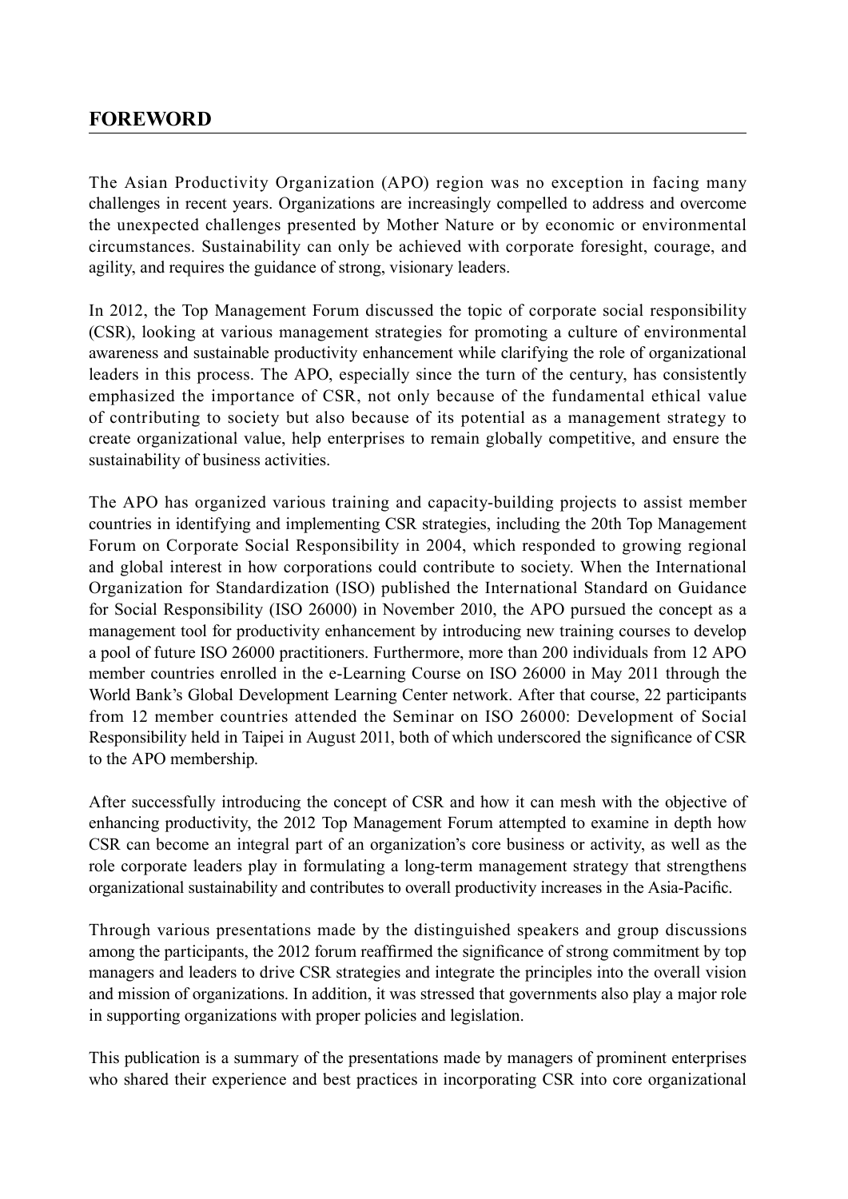## FOREWORD

The Asian Productivity Organization (APO) region was no exception in facing many challenges in recent years. Organizations are increasingly compelled to address and overcome the unexpected challenges presented by Mother Nature or by economic or environmental circumstances. Sustainability can only be achieved with corporate foresight, courage, and agility, and requires the guidance of strong, visionary leaders.

In 2012, the Top Management Forum discussed the topic of corporate social responsibility (CSR), looking at various management strategies for promoting a culture of environmental awareness and sustainable productivity enhancement while clarifying the role of organizational leaders in this process. The APO, especially since the turn of the century, has consistently emphasized the importance of CSR, not only because of the fundamental ethical value of contributing to society but also because of its potential as a management strategy to create organizational value, help enterprises to remain globally competitive, and ensure the sustainability of business activities.

The APO has organized various training and capacity-building projects to assist member countries in identifying and implementing CSR strategies, including the 20th Top Management Forum on Corporate Social Responsibility in 2004, which responded to growing regional and global interest in how corporations could contribute to society. When the International Organization for Standardization (ISO) published the International Standard on Guidance for Social Responsibility (ISO 26000) in November 2010, the APO pursued the concept as a management tool for productivity enhancement by introducing new training courses to develop a pool of future ISO 26000 practitioners. Furthermore, more than 200 individuals from 12 APO member countries enrolled in the e-Learning Course on ISO 26000 in May 2011 through the World Bank's Global Development Learning Center network. After that course, 22 participants from 12 member countries attended the Seminar on ISO 26000: Development of Social Responsibility held in Taipei in August 2011, both of which underscored the significance of CSR to the APO membership.

After successfully introducing the concept of CSR and how it can mesh with the objective of enhancing productivity, the 2012 Top Management Forum attempted to examine in depth how CSR can become an integral part of an organization's core business or activity, as well as the role corporate leaders play in formulating a long-term management strategy that strengthens organizational sustainability and contributes to overall productivity increases in the Asia-Pacific.

Through various presentations made by the distinguished speakers and group discussions among the participants, the 2012 forum reaffirmed the significance of strong commitment by top managers and leaders to drive CSR strategies and integrate the principles into the overall vision and mission of organizations. In addition, it was stressed that governments also play a major role in supporting organizations with proper policies and legislation.

This publication is a summary of the presentations made by managers of prominent enterprises who shared their experience and best practices in incorporating CSR into core organizational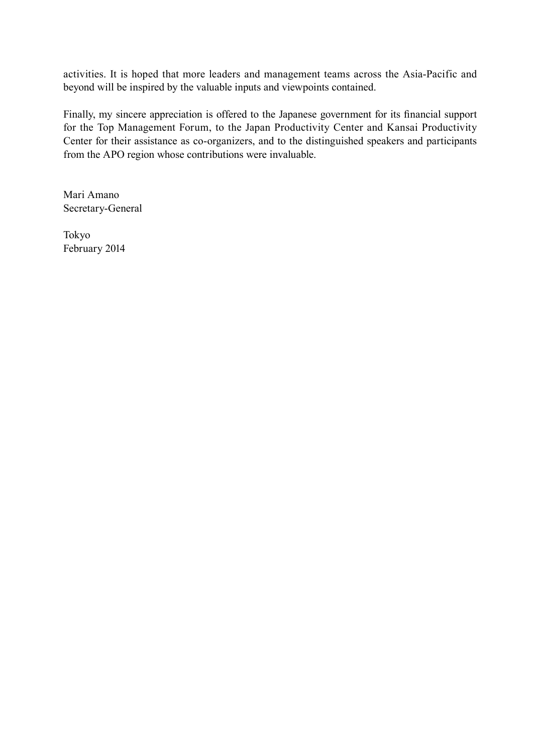activities. It is hoped that more leaders and management teams across the Asia-Pacific and beyond will be inspired by the valuable inputs and viewpoints contained.

Finally, my sincere appreciation is offered to the Japanese government for its financial support for the Top Management Forum, to the Japan Productivity Center and Kansai Productivity Center for their assistance as co-organizers, and to the distinguished speakers and participants from the APO region whose contributions were invaluable.

Mari Amano
Secretary-General

Tokyo
February 2014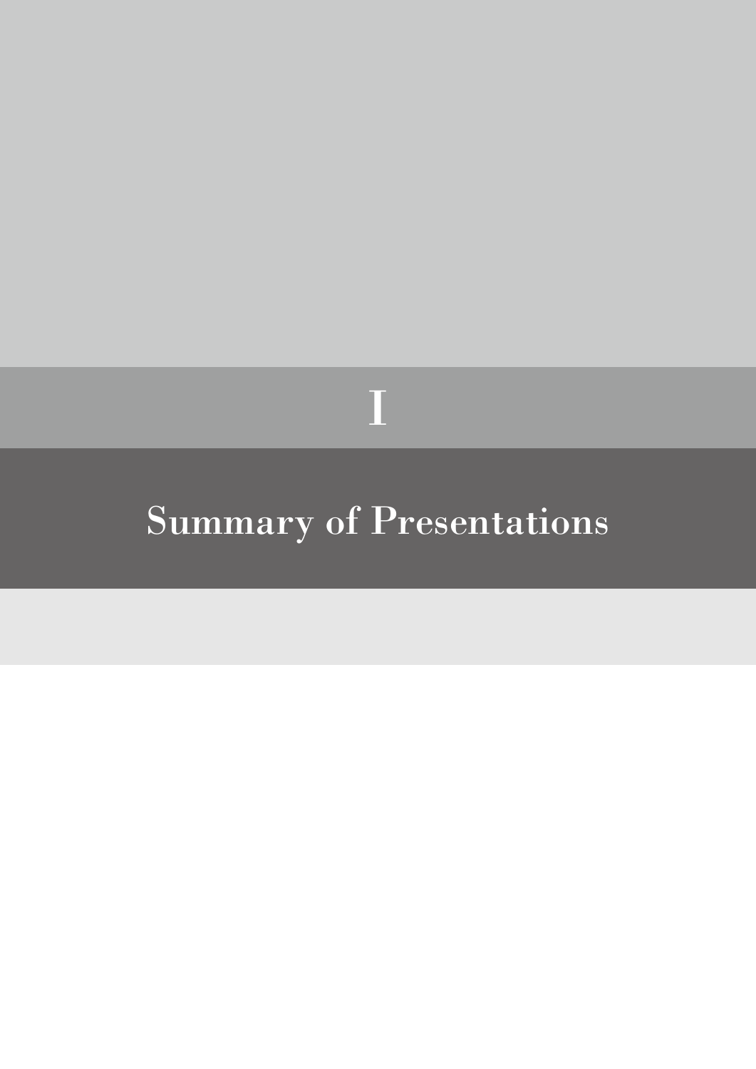# I

# Summary of Presentations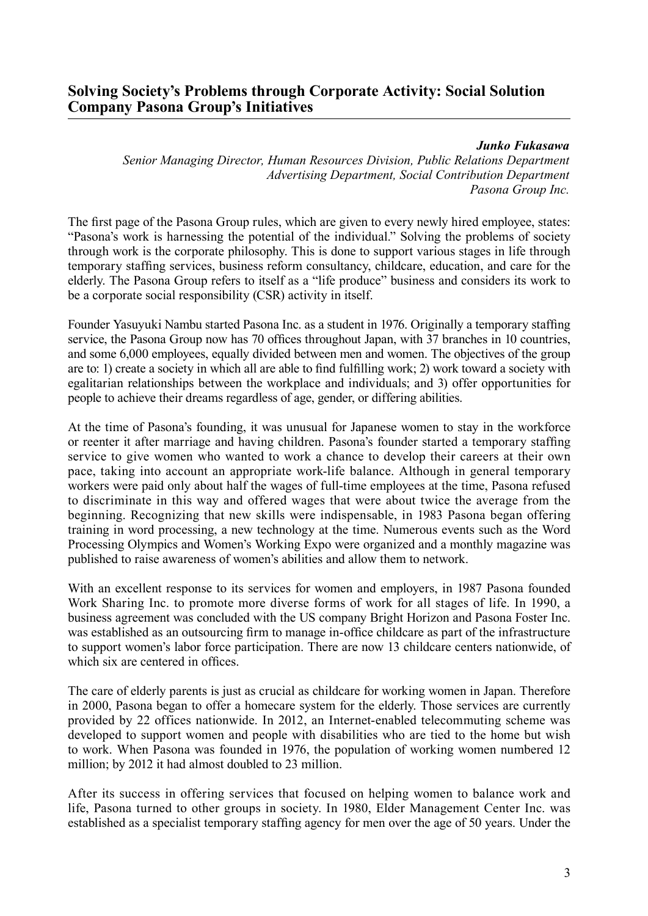## Solving Society's Problems through Corporate Activity: Social Solution Company Pasona Group's Initiatives

***Junko Fukasawa***
*Senior Managing Director, Human Resources Division, Public Relations Department*
*Advertising Department, Social Contribution Department*
*Pasona Group Inc.*

The first page of the Pasona Group rules, which are given to every newly hired employee, states: "Pasona's work is harnessing the potential of the individual." Solving the problems of society through work is the corporate philosophy. This is done to support various stages in life through temporary staffing services, business reform consultancy, childcare, education, and care for the elderly. The Pasona Group refers to itself as a "life produce" business and considers its work to be a corporate social responsibility (CSR) activity in itself.

Founder Yasuyuki Nambu started Pasona Inc. as a student in 1976. Originally a temporary staffing service, the Pasona Group now has 70 offices throughout Japan, with 37 branches in 10 countries, and some 6,000 employees, equally divided between men and women. The objectives of the group are to: 1) create a society in which all are able to find fulfilling work; 2) work toward a society with egalitarian relationships between the workplace and individuals; and 3) offer opportunities for people to achieve their dreams regardless of age, gender, or differing abilities.

At the time of Pasona's founding, it was unusual for Japanese women to stay in the workforce or reenter it after marriage and having children. Pasona's founder started a temporary staffing service to give women who wanted to work a chance to develop their careers at their own pace, taking into account an appropriate work-life balance. Although in general temporary workers were paid only about half the wages of full-time employees at the time, Pasona refused to discriminate in this way and offered wages that were about twice the average from the beginning. Recognizing that new skills were indispensable, in 1983 Pasona began offering training in word processing, a new technology at the time. Numerous events such as the Word Processing Olympics and Women's Working Expo were organized and a monthly magazine was published to raise awareness of women's abilities and allow them to network.

With an excellent response to its services for women and employers, in 1987 Pasona founded Work Sharing Inc. to promote more diverse forms of work for all stages of life. In 1990, a business agreement was concluded with the US company Bright Horizon and Pasona Foster Inc. was established as an outsourcing firm to manage in-office childcare as part of the infrastructure to support women's labor force participation. There are now 13 childcare centers nationwide, of which six are centered in offices.

The care of elderly parents is just as crucial as childcare for working women in Japan. Therefore in 2000, Pasona began to offer a homecare system for the elderly. Those services are currently provided by 22 offices nationwide. In 2012, an Internet-enabled telecommuting scheme was developed to support women and people with disabilities who are tied to the home but wish to work. When Pasona was founded in 1976, the population of working women numbered 12 million; by 2012 it had almost doubled to 23 million.

After its success in offering services that focused on helping women to balance work and life, Pasona turned to other groups in society. In 1980, Elder Management Center Inc. was established as a specialist temporary staffing agency for men over the age of 50 years. Under the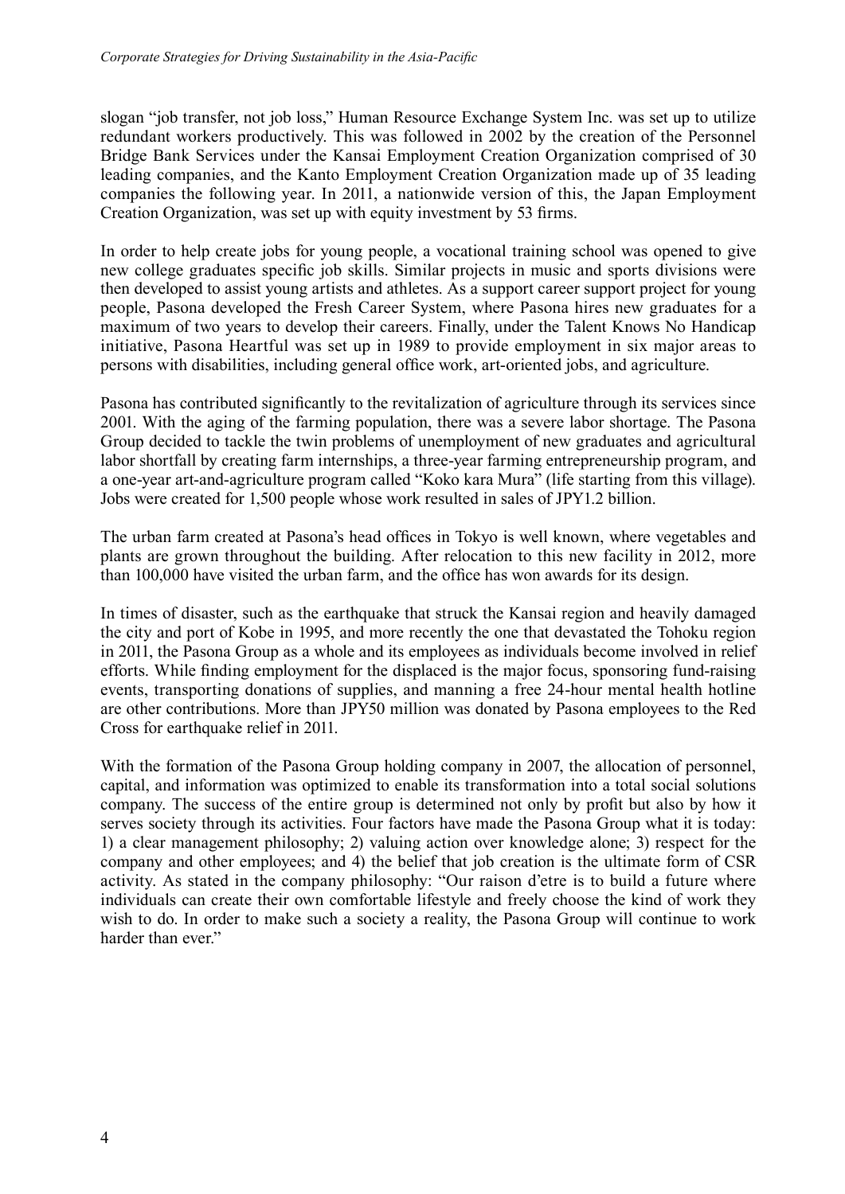slogan “job transfer, not job loss,” Human Resource Exchange System Inc. was set up to utilize redundant workers productively. This was followed in 2002 by the creation of the Personnel Bridge Bank Services under the Kansai Employment Creation Organization comprised of 30 leading companies, and the Kanto Employment Creation Organization made up of 35 leading companies the following year. In 2011, a nationwide version of this, the Japan Employment Creation Organization, was set up with equity investment by 53 firms.

In order to help create jobs for young people, a vocational training school was opened to give new college graduates specific job skills. Similar projects in music and sports divisions were then developed to assist young artists and athletes. As a support career support project for young people, Pasona developed the Fresh Career System, where Pasona hires new graduates for a maximum of two years to develop their careers. Finally, under the Talent Knows No Handicap initiative, Pasona Heartful was set up in 1989 to provide employment in six major areas to persons with disabilities, including general office work, art-oriented jobs, and agriculture.

Pasona has contributed significantly to the revitalization of agriculture through its services since 2001. With the aging of the farming population, there was a severe labor shortage. The Pasona Group decided to tackle the twin problems of unemployment of new graduates and agricultural labor shortfall by creating farm internships, a three-year farming entrepreneurship program, and a one-year art-and-agriculture program called “Koko kara Mura” (life starting from this village). Jobs were created for 1,500 people whose work resulted in sales of JPY1.2 billion.

The urban farm created at Pasona’s head offices in Tokyo is well known, where vegetables and plants are grown throughout the building. After relocation to this new facility in 2012, more than 100,000 have visited the urban farm, and the office has won awards for its design.

In times of disaster, such as the earthquake that struck the Kansai region and heavily damaged the city and port of Kobe in 1995, and more recently the one that devastated the Tohoku region in 2011, the Pasona Group as a whole and its employees as individuals become involved in relief efforts. While finding employment for the displaced is the major focus, sponsoring fund-raising events, transporting donations of supplies, and manning a free 24-hour mental health hotline are other contributions. More than JPY50 million was donated by Pasona employees to the Red Cross for earthquake relief in 2011.

With the formation of the Pasona Group holding company in 2007, the allocation of personnel, capital, and information was optimized to enable its transformation into a total social solutions company. The success of the entire group is determined not only by profit but also by how it serves society through its activities. Four factors have made the Pasona Group what it is today: 1) a clear management philosophy; 2) valuing action over knowledge alone; 3) respect for the company and other employees; and 4) the belief that job creation is the ultimate form of CSR activity. As stated in the company philosophy: “Our raison d’etre is to build a future where individuals can create their own comfortable lifestyle and freely choose the kind of work they wish to do. In order to make such a society a reality, the Pasona Group will continue to work harder than ever.”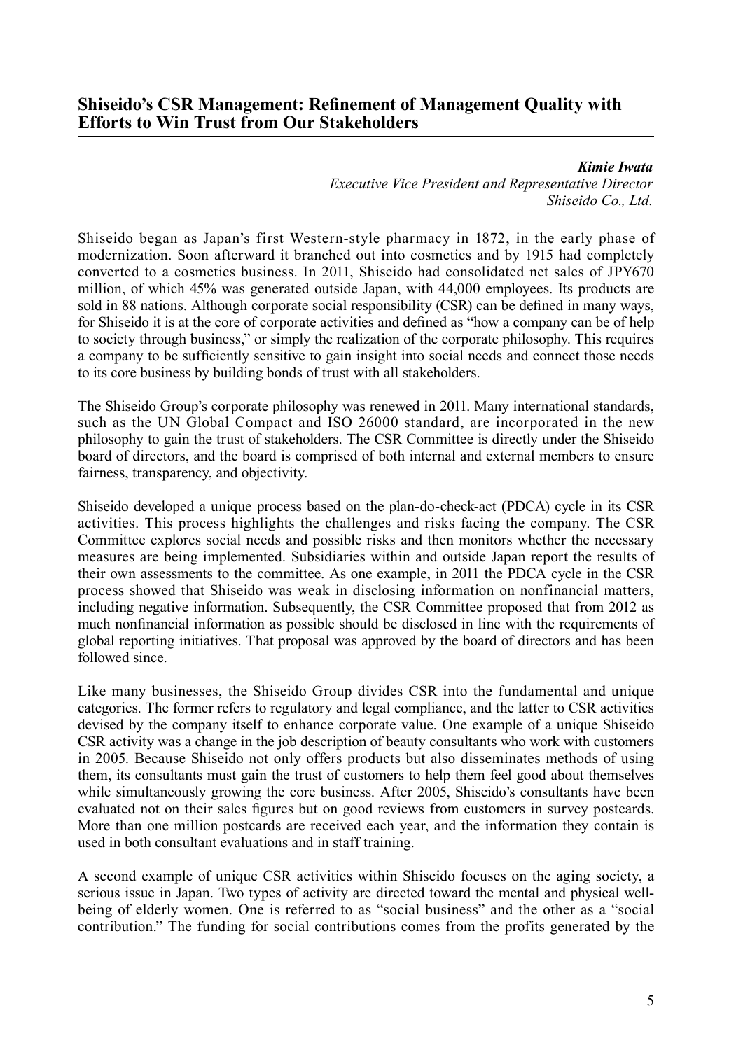## Shiseido's CSR Management: Refinement of Management Quality with Efforts to Win Trust from Our Stakeholders

***Kimie Iwata***
*Executive Vice President and Representative Director*
*Shiseido Co., Ltd.*

Shiseido began as Japan's first Western-style pharmacy in 1872, in the early phase of modernization. Soon afterward it branched out into cosmetics and by 1915 had completely converted to a cosmetics business. In 2011, Shiseido had consolidated net sales of JPY670 million, of which 45% was generated outside Japan, with 44,000 employees. Its products are sold in 88 nations. Although corporate social responsibility (CSR) can be defined in many ways, for Shiseido it is at the core of corporate activities and defined as "how a company can be of help to society through business," or simply the realization of the corporate philosophy. This requires a company to be sufficiently sensitive to gain insight into social needs and connect those needs to its core business by building bonds of trust with all stakeholders.

The Shiseido Group's corporate philosophy was renewed in 2011. Many international standards, such as the UN Global Compact and ISO 26000 standard, are incorporated in the new philosophy to gain the trust of stakeholders. The CSR Committee is directly under the Shiseido board of directors, and the board is comprised of both internal and external members to ensure fairness, transparency, and objectivity.

Shiseido developed a unique process based on the plan-do-check-act (PDCA) cycle in its CSR activities. This process highlights the challenges and risks facing the company. The CSR Committee explores social needs and possible risks and then monitors whether the necessary measures are being implemented. Subsidiaries within and outside Japan report the results of their own assessments to the committee. As one example, in 2011 the PDCA cycle in the CSR process showed that Shiseido was weak in disclosing information on nonfinancial matters, including negative information. Subsequently, the CSR Committee proposed that from 2012 as much nonfinancial information as possible should be disclosed in line with the requirements of global reporting initiatives. That proposal was approved by the board of directors and has been followed since.

Like many businesses, the Shiseido Group divides CSR into the fundamental and unique categories. The former refers to regulatory and legal compliance, and the latter to CSR activities devised by the company itself to enhance corporate value. One example of a unique Shiseido CSR activity was a change in the job description of beauty consultants who work with customers in 2005. Because Shiseido not only offers products but also disseminates methods of using them, its consultants must gain the trust of customers to help them feel good about themselves while simultaneously growing the core business. After 2005, Shiseido's consultants have been evaluated not on their sales figures but on good reviews from customers in survey postcards. More than one million postcards are received each year, and the information they contain is used in both consultant evaluations and in staff training.

A second example of unique CSR activities within Shiseido focuses on the aging society, a serious issue in Japan. Two types of activity are directed toward the mental and physical well-being of elderly women. One is referred to as "social business" and the other as a "social contribution." The funding for social contributions comes from the profits generated by the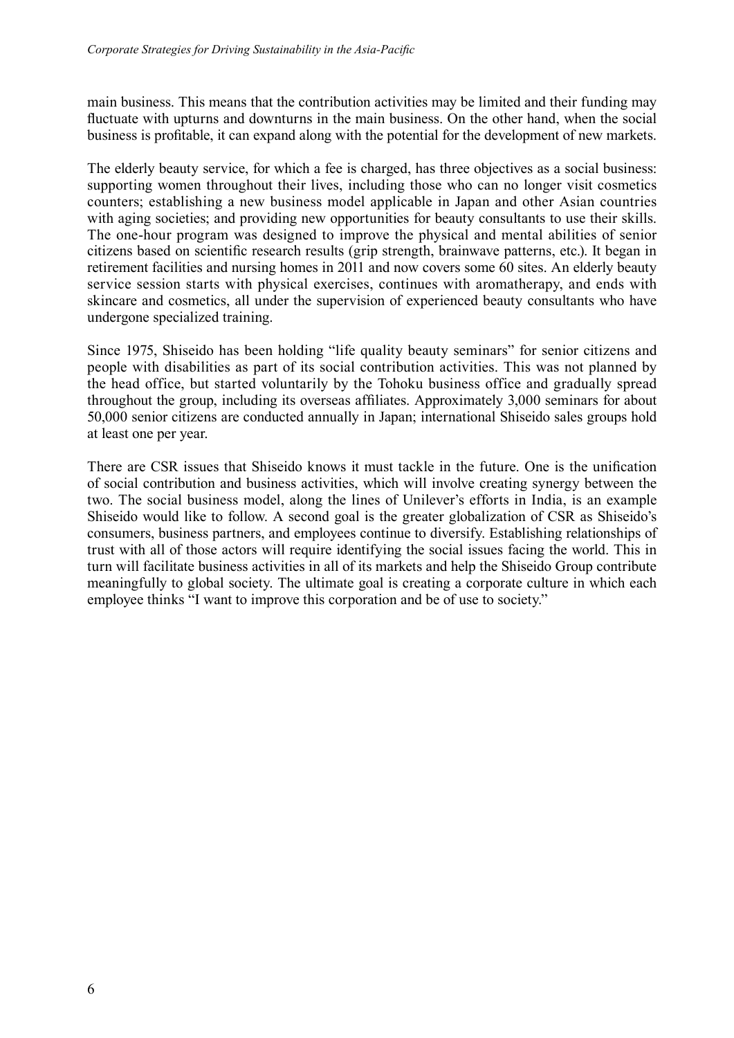main business. This means that the contribution activities may be limited and their funding may fluctuate with upturns and downturns in the main business. On the other hand, when the social business is profitable, it can expand along with the potential for the development of new markets.

The elderly beauty service, for which a fee is charged, has three objectives as a social business: supporting women throughout their lives, including those who can no longer visit cosmetics counters; establishing a new business model applicable in Japan and other Asian countries with aging societies; and providing new opportunities for beauty consultants to use their skills. The one-hour program was designed to improve the physical and mental abilities of senior citizens based on scientific research results (grip strength, brainwave patterns, etc.). It began in retirement facilities and nursing homes in 2011 and now covers some 60 sites. An elderly beauty service session starts with physical exercises, continues with aromatherapy, and ends with skincare and cosmetics, all under the supervision of experienced beauty consultants who have undergone specialized training.

Since 1975, Shiseido has been holding "life quality beauty seminars" for senior citizens and people with disabilities as part of its social contribution activities. This was not planned by the head office, but started voluntarily by the Tohoku business office and gradually spread throughout the group, including its overseas affiliates. Approximately 3,000 seminars for about 50,000 senior citizens are conducted annually in Japan; international Shiseido sales groups hold at least one per year.

There are CSR issues that Shiseido knows it must tackle in the future. One is the unification of social contribution and business activities, which will involve creating synergy between the two. The social business model, along the lines of Unilever's efforts in India, is an example Shiseido would like to follow. A second goal is the greater globalization of CSR as Shiseido's consumers, business partners, and employees continue to diversify. Establishing relationships of trust with all of those actors will require identifying the social issues facing the world. This in turn will facilitate business activities in all of its markets and help the Shiseido Group contribute meaningfully to global society. The ultimate goal is creating a corporate culture in which each employee thinks "I want to improve this corporation and be of use to society."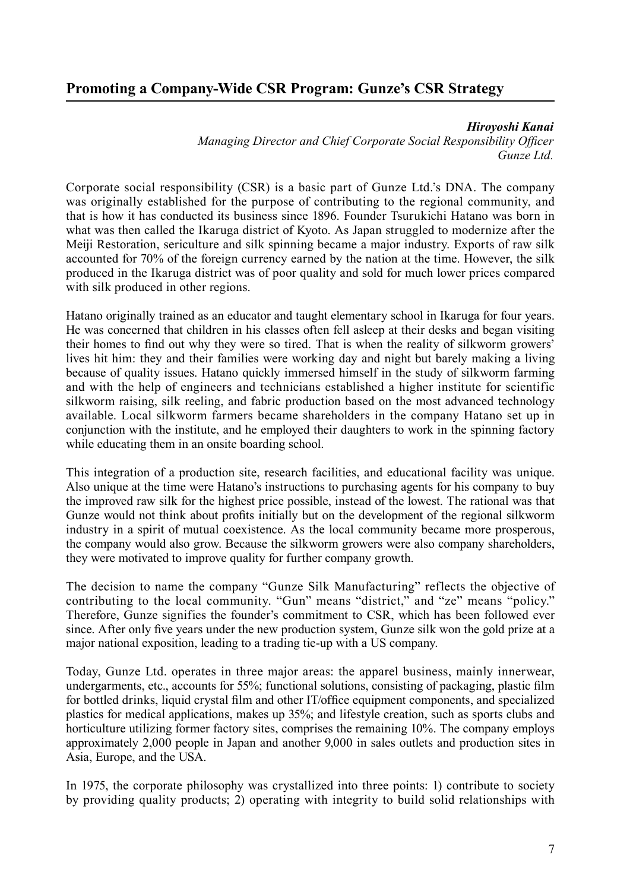## Promoting a Company-Wide CSR Program: Gunze's CSR Strategy

***Hiroyoshi Kanai***
*Managing Director and Chief Corporate Social Responsibility Officer*
*Gunze Ltd.*

Corporate social responsibility (CSR) is a basic part of Gunze Ltd.'s DNA. The company was originally established for the purpose of contributing to the regional community, and that is how it has conducted its business since 1896. Founder Tsurukichi Hatano was born in what was then called the Ikaruga district of Kyoto. As Japan struggled to modernize after the Meiji Restoration, sericulture and silk spinning became a major industry. Exports of raw silk accounted for 70% of the foreign currency earned by the nation at the time. However, the silk produced in the Ikaruga district was of poor quality and sold for much lower prices compared with silk produced in other regions.

Hatano originally trained as an educator and taught elementary school in Ikaruga for four years. He was concerned that children in his classes often fell asleep at their desks and began visiting their homes to find out why they were so tired. That is when the reality of silkworm growers' lives hit him: they and their families were working day and night but barely making a living because of quality issues. Hatano quickly immersed himself in the study of silkworm farming and with the help of engineers and technicians established a higher institute for scientific silkworm raising, silk reeling, and fabric production based on the most advanced technology available. Local silkworm farmers became shareholders in the company Hatano set up in conjunction with the institute, and he employed their daughters to work in the spinning factory while educating them in an onsite boarding school.

This integration of a production site, research facilities, and educational facility was unique. Also unique at the time were Hatano's instructions to purchasing agents for his company to buy the improved raw silk for the highest price possible, instead of the lowest. The rational was that Gunze would not think about profits initially but on the development of the regional silkworm industry in a spirit of mutual coexistence. As the local community became more prosperous, the company would also grow. Because the silkworm growers were also company shareholders, they were motivated to improve quality for further company growth.

The decision to name the company "Gunze Silk Manufacturing" reflects the objective of contributing to the local community. "Gun" means "district," and "ze" means "policy." Therefore, Gunze signifies the founder's commitment to CSR, which has been followed ever since. After only five years under the new production system, Gunze silk won the gold prize at a major national exposition, leading to a trading tie-up with a US company.

Today, Gunze Ltd. operates in three major areas: the apparel business, mainly innerwear, undergarments, etc., accounts for 55%; functional solutions, consisting of packaging, plastic film for bottled drinks, liquid crystal film and other IT/office equipment components, and specialized plastics for medical applications, makes up 35%; and lifestyle creation, such as sports clubs and horticulture utilizing former factory sites, comprises the remaining 10%. The company employs approximately 2,000 people in Japan and another 9,000 in sales outlets and production sites in Asia, Europe, and the USA.

In 1975, the corporate philosophy was crystallized into three points: 1) contribute to society by providing quality products; 2) operating with integrity to build solid relationships with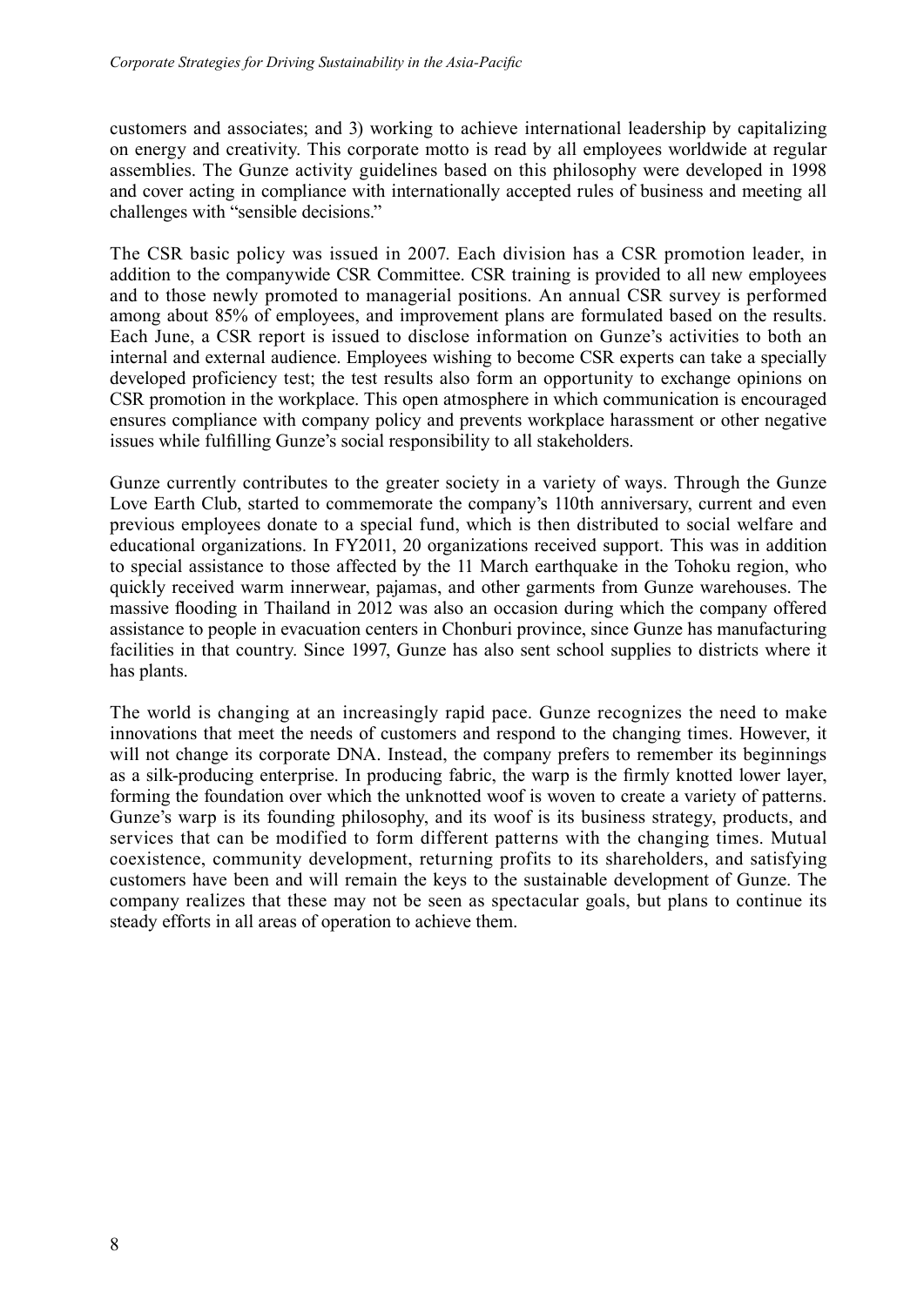customers and associates; and 3) working to achieve international leadership by capitalizing on energy and creativity. This corporate motto is read by all employees worldwide at regular assemblies. The Gunze activity guidelines based on this philosophy were developed in 1998 and cover acting in compliance with internationally accepted rules of business and meeting all challenges with "sensible decisions."

The CSR basic policy was issued in 2007. Each division has a CSR promotion leader, in addition to the companywide CSR Committee. CSR training is provided to all new employees and to those newly promoted to managerial positions. An annual CSR survey is performed among about 85% of employees, and improvement plans are formulated based on the results. Each June, a CSR report is issued to disclose information on Gunze's activities to both an internal and external audience. Employees wishing to become CSR experts can take a specially developed proficiency test; the test results also form an opportunity to exchange opinions on CSR promotion in the workplace. This open atmosphere in which communication is encouraged ensures compliance with company policy and prevents workplace harassment or other negative issues while fulfilling Gunze's social responsibility to all stakeholders.

Gunze currently contributes to the greater society in a variety of ways. Through the Gunze Love Earth Club, started to commemorate the company's 110th anniversary, current and even previous employees donate to a special fund, which is then distributed to social welfare and educational organizations. In FY2011, 20 organizations received support. This was in addition to special assistance to those affected by the 11 March earthquake in the Tohoku region, who quickly received warm innerwear, pajamas, and other garments from Gunze warehouses. The massive flooding in Thailand in 2012 was also an occasion during which the company offered assistance to people in evacuation centers in Chonburi province, since Gunze has manufacturing facilities in that country. Since 1997, Gunze has also sent school supplies to districts where it has plants.

The world is changing at an increasingly rapid pace. Gunze recognizes the need to make innovations that meet the needs of customers and respond to the changing times. However, it will not change its corporate DNA. Instead, the company prefers to remember its beginnings as a silk-producing enterprise. In producing fabric, the warp is the firmly knotted lower layer, forming the foundation over which the unknotted woof is woven to create a variety of patterns. Gunze's warp is its founding philosophy, and its woof is its business strategy, products, and services that can be modified to form different patterns with the changing times. Mutual coexistence, community development, returning profits to its shareholders, and satisfying customers have been and will remain the keys to the sustainable development of Gunze. The company realizes that these may not be seen as spectacular goals, but plans to continue its steady efforts in all areas of operation to achieve them.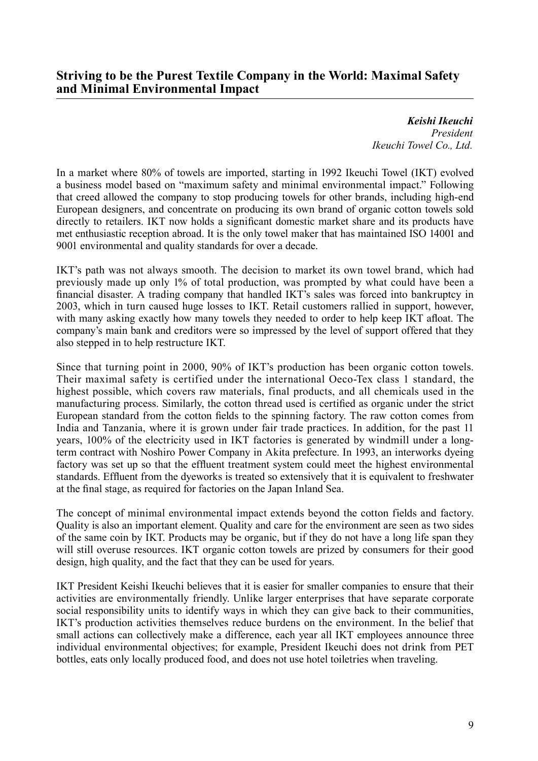## Striving to be the Purest Textile Company in the World: Maximal Safety and Minimal Environmental Impact

***Keishi Ikeuchi***
*President*
*Ikeuchi Towel Co., Ltd.*

In a market where 80% of towels are imported, starting in 1992 Ikeuchi Towel (IKT) evolved a business model based on "maximum safety and minimal environmental impact." Following that creed allowed the company to stop producing towels for other brands, including high-end European designers, and concentrate on producing its own brand of organic cotton towels sold directly to retailers. IKT now holds a significant domestic market share and its products have met enthusiastic reception abroad. It is the only towel maker that has maintained ISO 14001 and 9001 environmental and quality standards for over a decade.

IKT's path was not always smooth. The decision to market its own towel brand, which had previously made up only 1% of total production, was prompted by what could have been a financial disaster. A trading company that handled IKT's sales was forced into bankruptcy in 2003, which in turn caused huge losses to IKT. Retail customers rallied in support, however, with many asking exactly how many towels they needed to order to help keep IKT afloat. The company's main bank and creditors were so impressed by the level of support offered that they also stepped in to help restructure IKT.

Since that turning point in 2000, 90% of IKT's production has been organic cotton towels. Their maximal safety is certified under the international Oeco-Tex class 1 standard, the highest possible, which covers raw materials, final products, and all chemicals used in the manufacturing process. Similarly, the cotton thread used is certified as organic under the strict European standard from the cotton fields to the spinning factory. The raw cotton comes from India and Tanzania, where it is grown under fair trade practices. In addition, for the past 11 years, 100% of the electricity used in IKT factories is generated by windmill under a long-term contract with Noshiro Power Company in Akita prefecture. In 1993, an interworks dyeing factory was set up so that the effluent treatment system could meet the highest environmental standards. Effluent from the dyeworks is treated so extensively that it is equivalent to freshwater at the final stage, as required for factories on the Japan Inland Sea.

The concept of minimal environmental impact extends beyond the cotton fields and factory. Quality is also an important element. Quality and care for the environment are seen as two sides of the same coin by IKT. Products may be organic, but if they do not have a long life span they will still overuse resources. IKT organic cotton towels are prized by consumers for their good design, high quality, and the fact that they can be used for years.

IKT President Keishi Ikeuchi believes that it is easier for smaller companies to ensure that their activities are environmentally friendly. Unlike larger enterprises that have separate corporate social responsibility units to identify ways in which they can give back to their communities, IKT's production activities themselves reduce burdens on the environment. In the belief that small actions can collectively make a difference, each year all IKT employees announce three individual environmental objectives; for example, President Ikeuchi does not drink from PET bottles, eats only locally produced food, and does not use hotel toiletries when traveling.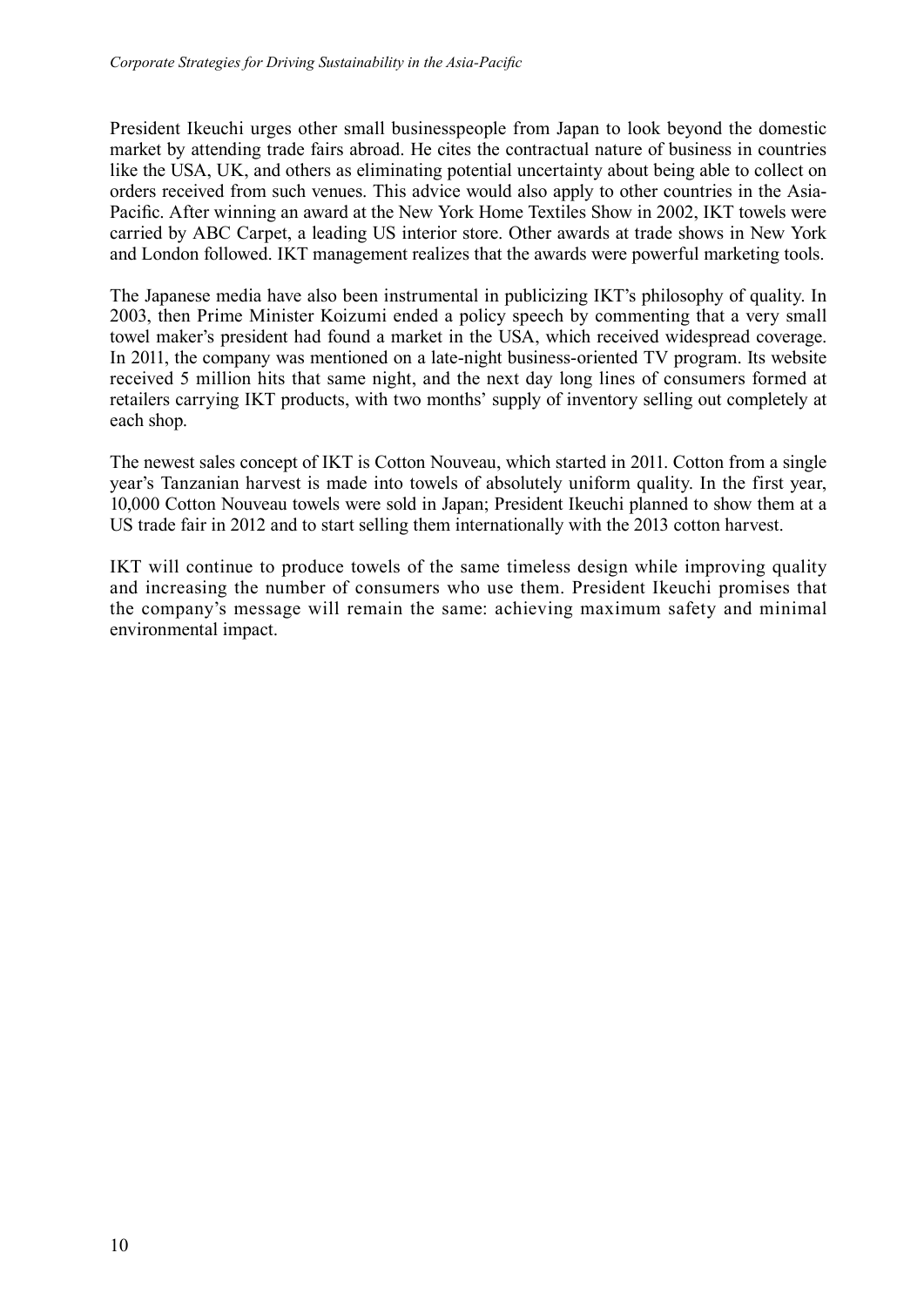President Ikeuchi urges other small businesspeople from Japan to look beyond the domestic market by attending trade fairs abroad. He cites the contractual nature of business in countries like the USA, UK, and others as eliminating potential uncertainty about being able to collect on orders received from such venues. This advice would also apply to other countries in the Asia-Pacific. After winning an award at the New York Home Textiles Show in 2002, IKT towels were carried by ABC Carpet, a leading US interior store. Other awards at trade shows in New York and London followed. IKT management realizes that the awards were powerful marketing tools.

The Japanese media have also been instrumental in publicizing IKT's philosophy of quality. In 2003, then Prime Minister Koizumi ended a policy speech by commenting that a very small towel maker's president had found a market in the USA, which received widespread coverage. In 2011, the company was mentioned on a late-night business-oriented TV program. Its website received 5 million hits that same night, and the next day long lines of consumers formed at retailers carrying IKT products, with two months' supply of inventory selling out completely at each shop.

The newest sales concept of IKT is Cotton Nouveau, which started in 2011. Cotton from a single year's Tanzanian harvest is made into towels of absolutely uniform quality. In the first year, 10,000 Cotton Nouveau towels were sold in Japan; President Ikeuchi planned to show them at a US trade fair in 2012 and to start selling them internationally with the 2013 cotton harvest.

IKT will continue to produce towels of the same timeless design while improving quality and increasing the number of consumers who use them. President Ikeuchi promises that the company's message will remain the same: achieving maximum safety and minimal environmental impact.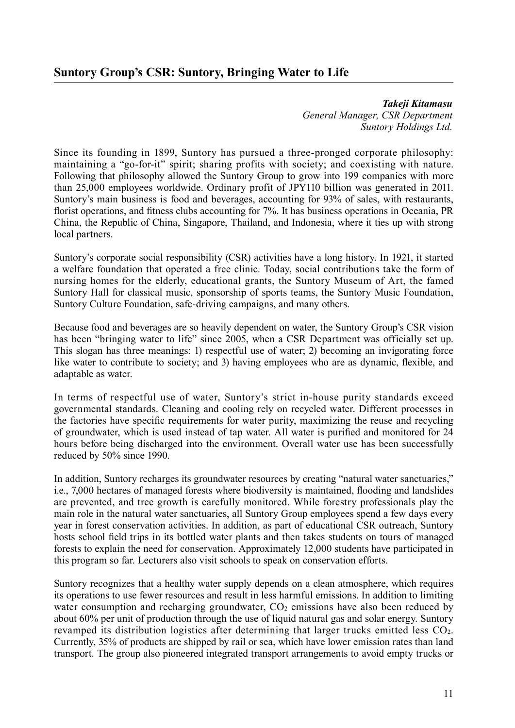## Suntory Group's CSR: Suntory, Bringing Water to Life

***Takeji Kitamasu***
*General Manager, CSR Department*
*Suntory Holdings Ltd.*

Since its founding in 1899, Suntory has pursued a three-pronged corporate philosophy: maintaining a "go-for-it" spirit; sharing profits with society; and coexisting with nature. Following that philosophy allowed the Suntory Group to grow into 199 companies with more than 25,000 employees worldwide. Ordinary profit of JPY110 billion was generated in 2011. Suntory's main business is food and beverages, accounting for 93% of sales, with restaurants, florist operations, and fitness clubs accounting for 7%. It has business operations in Oceania, PR China, the Republic of China, Singapore, Thailand, and Indonesia, where it ties up with strong local partners.

Suntory's corporate social responsibility (CSR) activities have a long history. In 1921, it started a welfare foundation that operated a free clinic. Today, social contributions take the form of nursing homes for the elderly, educational grants, the Suntory Museum of Art, the famed Suntory Hall for classical music, sponsorship of sports teams, the Suntory Music Foundation, Suntory Culture Foundation, safe-driving campaigns, and many others.

Because food and beverages are so heavily dependent on water, the Suntory Group's CSR vision has been "bringing water to life" since 2005, when a CSR Department was officially set up. This slogan has three meanings: 1) respectful use of water; 2) becoming an invigorating force like water to contribute to society; and 3) having employees who are as dynamic, flexible, and adaptable as water.

In terms of respectful use of water, Suntory's strict in-house purity standards exceed governmental standards. Cleaning and cooling rely on recycled water. Different processes in the factories have specific requirements for water purity, maximizing the reuse and recycling of groundwater, which is used instead of tap water. All water is purified and monitored for 24 hours before being discharged into the environment. Overall water use has been successfully reduced by 50% since 1990.

In addition, Suntory recharges its groundwater resources by creating "natural water sanctuaries," i.e., 7,000 hectares of managed forests where biodiversity is maintained, flooding and landslides are prevented, and tree growth is carefully monitored. While forestry professionals play the main role in the natural water sanctuaries, all Suntory Group employees spend a few days every year in forest conservation activities. In addition, as part of educational CSR outreach, Suntory hosts school field trips in its bottled water plants and then takes students on tours of managed forests to explain the need for conservation. Approximately 12,000 students have participated in this program so far. Lecturers also visit schools to speak on conservation efforts.

Suntory recognizes that a healthy water supply depends on a clean atmosphere, which requires its operations to use fewer resources and result in less harmful emissions. In addition to limiting water consumption and recharging groundwater, $CO_2$ emissions have also been reduced by about 60% per unit of production through the use of liquid natural gas and solar energy. Suntory revamped its distribution logistics after determining that larger trucks emitted less $CO_2$. Currently, 35% of products are shipped by rail or sea, which have lower emission rates than land transport. The group also pioneered integrated transport arrangements to avoid empty trucks or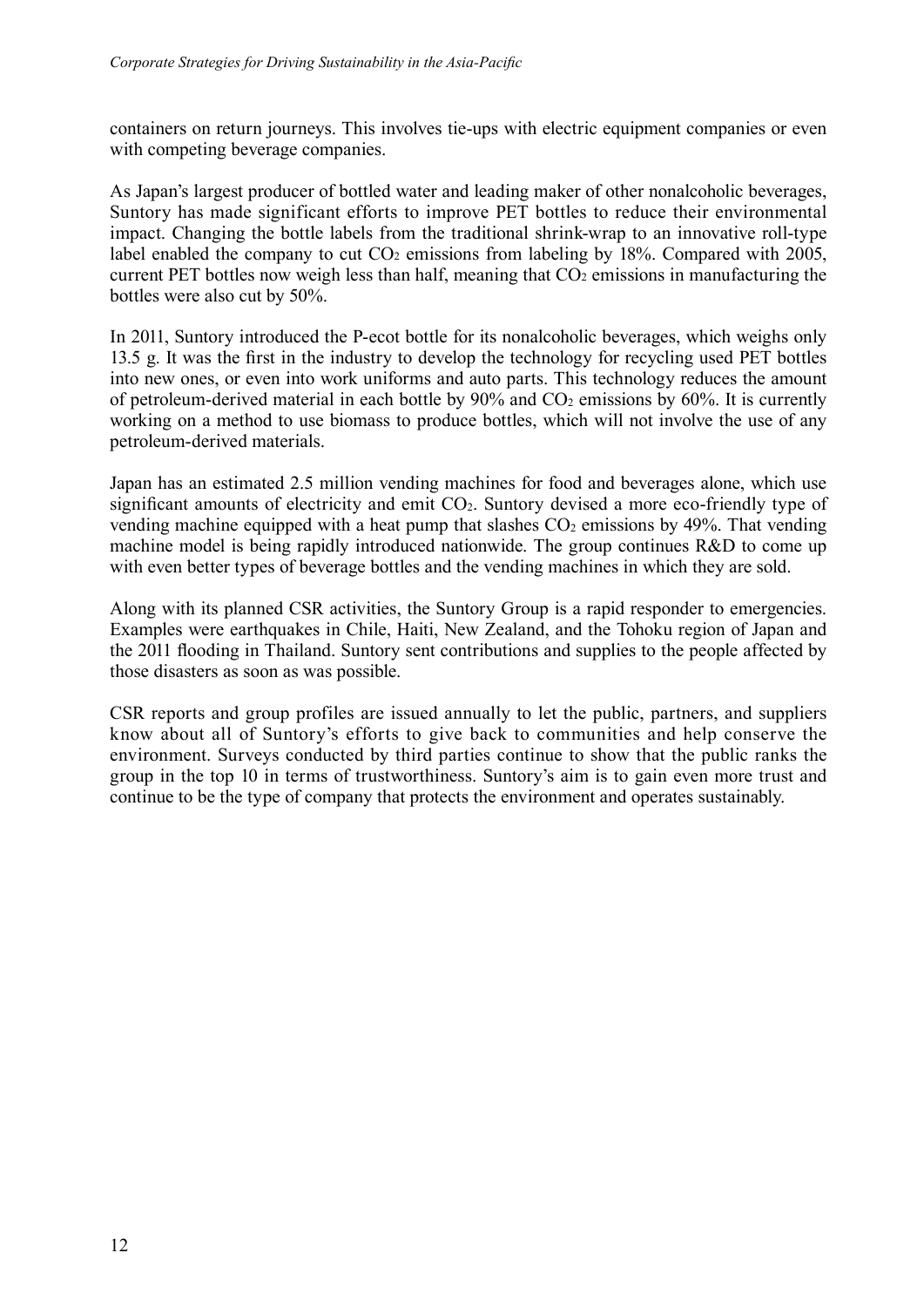containers on return journeys. This involves tie-ups with electric equipment companies or even with competing beverage companies.

As Japan's largest producer of bottled water and leading maker of other nonalcoholic beverages, Suntory has made significant efforts to improve PET bottles to reduce their environmental impact. Changing the bottle labels from the traditional shrink-wrap to an innovative roll-type label enabled the company to cut $CO_2$ emissions from labeling by 18%. Compared with 2005, current PET bottles now weigh less than half, meaning that $CO_2$ emissions in manufacturing the bottles were also cut by 50%.

In 2011, Suntory introduced the P-ecot bottle for its nonalcoholic beverages, which weighs only 13.5 g. It was the first in the industry to develop the technology for recycling used PET bottles into new ones, or even into work uniforms and auto parts. This technology reduces the amount of petroleum-derived material in each bottle by 90% and $CO_2$ emissions by 60%. It is currently working on a method to use biomass to produce bottles, which will not involve the use of any petroleum-derived materials.

Japan has an estimated 2.5 million vending machines for food and beverages alone, which use significant amounts of electricity and emit $CO_2$. Suntory devised a more eco-friendly type of vending machine equipped with a heat pump that slashes $CO_2$ emissions by 49%. That vending machine model is being rapidly introduced nationwide. The group continues R&D to come up with even better types of beverage bottles and the vending machines in which they are sold.

Along with its planned CSR activities, the Suntory Group is a rapid responder to emergencies. Examples were earthquakes in Chile, Haiti, New Zealand, and the Tohoku region of Japan and the 2011 flooding in Thailand. Suntory sent contributions and supplies to the people affected by those disasters as soon as was possible.

CSR reports and group profiles are issued annually to let the public, partners, and suppliers know about all of Suntory's efforts to give back to communities and help conserve the environment. Surveys conducted by third parties continue to show that the public ranks the group in the top 10 in terms of trustworthiness. Suntory's aim is to gain even more trust and continue to be the type of company that protects the environment and operates sustainably.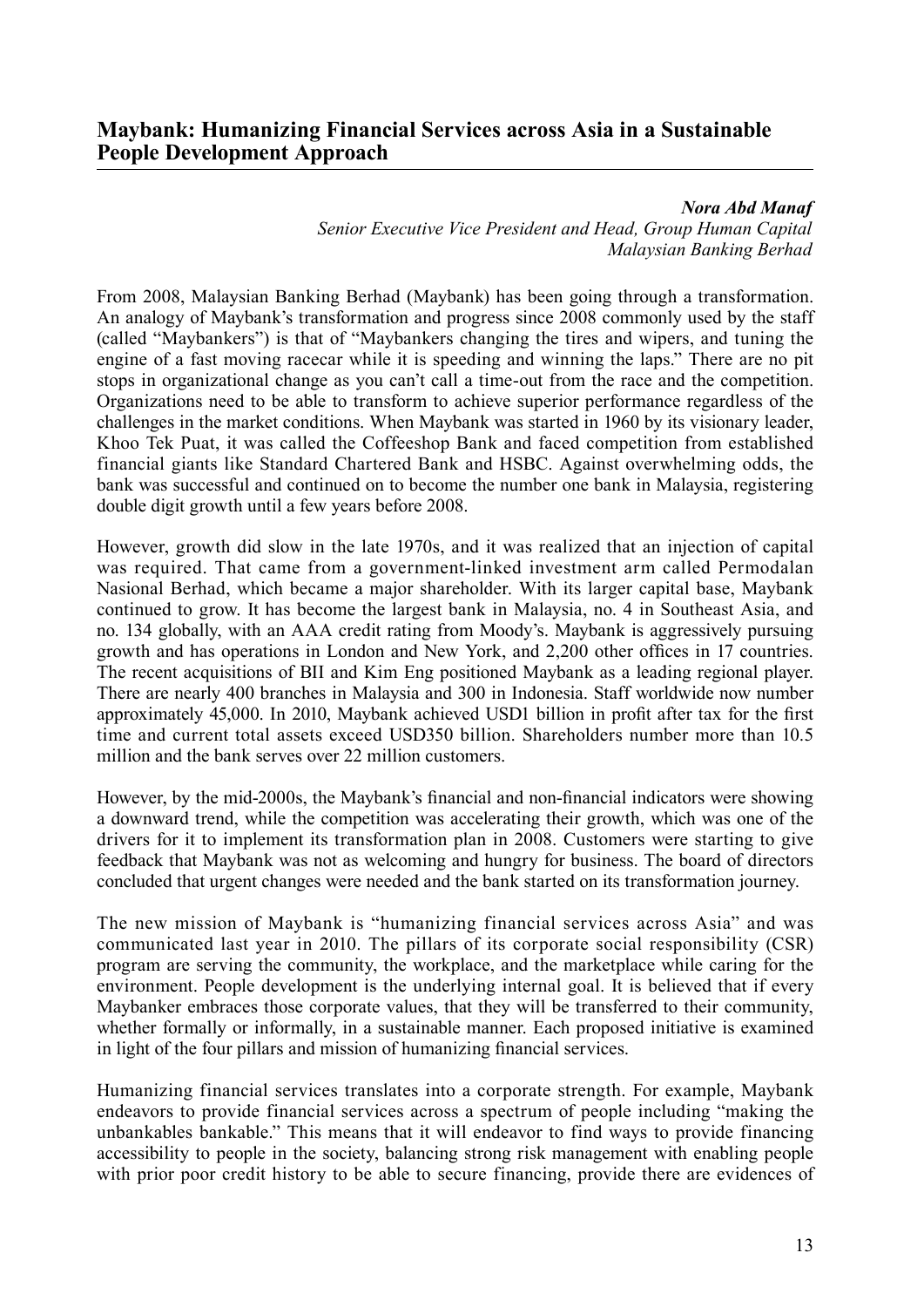## Maybank: Humanizing Financial Services across Asia in a Sustainable People Development Approach

***Nora Abd Manaf***
*Senior Executive Vice President and Head, Group Human Capital*
*Malaysian Banking Berhad*

From 2008, Malaysian Banking Berhad (Maybank) has been going through a transformation. An analogy of Maybank's transformation and progress since 2008 commonly used by the staff (called "Maybankers") is that of "Maybankers changing the tires and wipers, and tuning the engine of a fast moving racecar while it is speeding and winning the laps." There are no pit stops in organizational change as you can't call a time-out from the race and the competition. Organizations need to be able to transform to achieve superior performance regardless of the challenges in the market conditions. When Maybank was started in 1960 by its visionary leader, Khoo Tek Puat, it was called the Coffeeshop Bank and faced competition from established financial giants like Standard Chartered Bank and HSBC. Against overwhelming odds, the bank was successful and continued on to become the number one bank in Malaysia, registering double digit growth until a few years before 2008.

However, growth did slow in the late 1970s, and it was realized that an injection of capital was required. That came from a government-linked investment arm called Permodalan Nasional Berhad, which became a major shareholder. With its larger capital base, Maybank continued to grow. It has become the largest bank in Malaysia, no. 4 in Southeast Asia, and no. 134 globally, with an AAA credit rating from Moody's. Maybank is aggressively pursuing growth and has operations in London and New York, and 2,200 other offices in 17 countries. The recent acquisitions of BII and Kim Eng positioned Maybank as a leading regional player. There are nearly 400 branches in Malaysia and 300 in Indonesia. Staff worldwide now number approximately 45,000. In 2010, Maybank achieved USD1 billion in profit after tax for the first time and current total assets exceed USD350 billion. Shareholders number more than 10.5 million and the bank serves over 22 million customers.

However, by the mid-2000s, the Maybank's financial and non-financial indicators were showing a downward trend, while the competition was accelerating their growth, which was one of the drivers for it to implement its transformation plan in 2008. Customers were starting to give feedback that Maybank was not as welcoming and hungry for business. The board of directors concluded that urgent changes were needed and the bank started on its transformation journey.

The new mission of Maybank is "humanizing financial services across Asia" and was communicated last year in 2010. The pillars of its corporate social responsibility (CSR) program are serving the community, the workplace, and the marketplace while caring for the environment. People development is the underlying internal goal. It is believed that if every Maybanker embraces those corporate values, that they will be transferred to their community, whether formally or informally, in a sustainable manner. Each proposed initiative is examined in light of the four pillars and mission of humanizing financial services.

Humanizing financial services translates into a corporate strength. For example, Maybank endeavors to provide financial services across a spectrum of people including "making the unbankables bankable." This means that it will endeavor to find ways to provide financing accessibility to people in the society, balancing strong risk management with enabling people with prior poor credit history to be able to secure financing, provide there are evidences of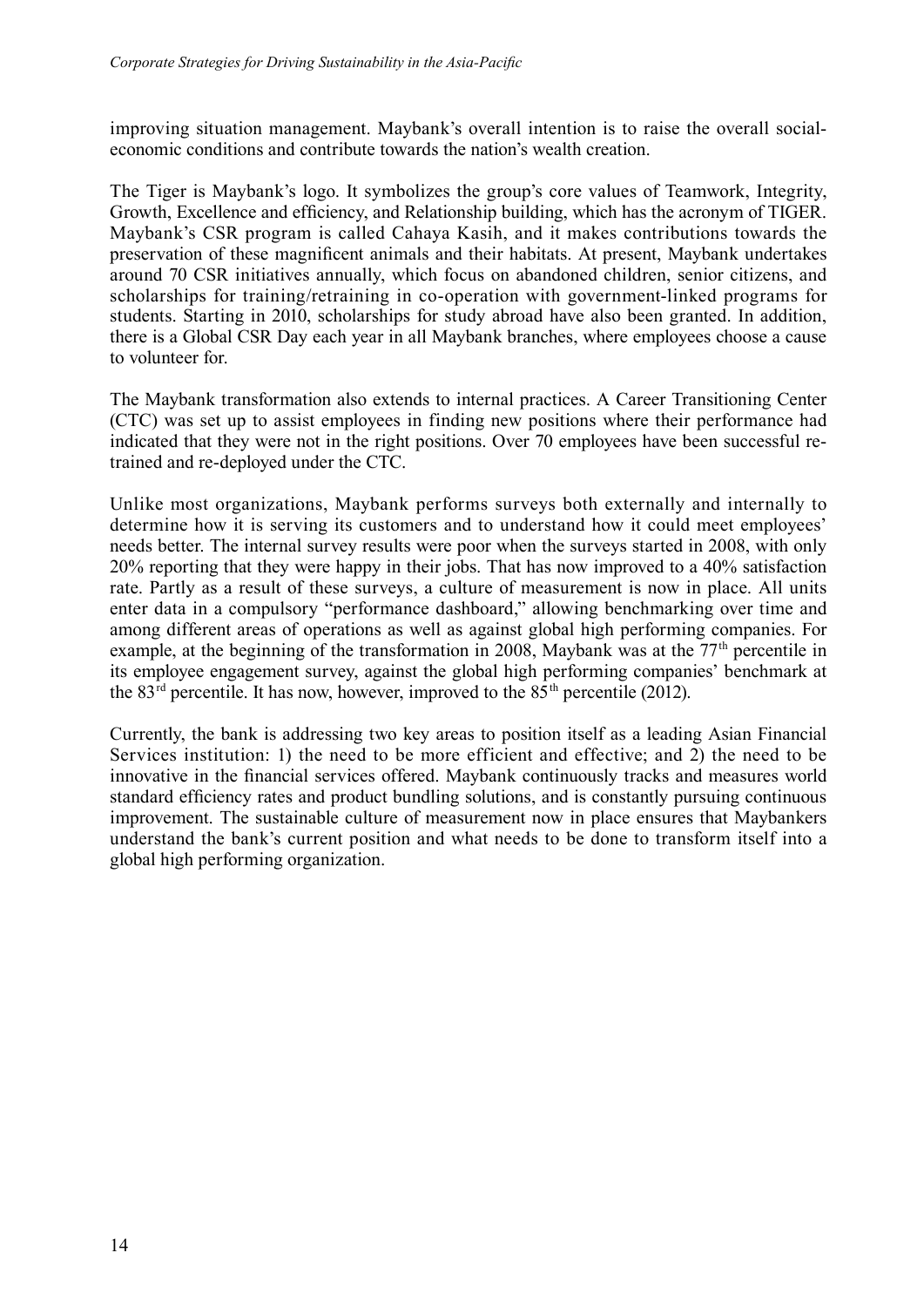improving situation management. Maybank's overall intention is to raise the overall social-economic conditions and contribute towards the nation's wealth creation.

The Tiger is Maybank's logo. It symbolizes the group's core values of Teamwork, Integrity, Growth, Excellence and efficiency, and Relationship building, which has the acronym of TIGER. Maybank's CSR program is called Cahaya Kasih, and it makes contributions towards the preservation of these magnificent animals and their habitats. At present, Maybank undertakes around 70 CSR initiatives annually, which focus on abandoned children, senior citizens, and scholarships for training/retraining in co-operation with government-linked programs for students. Starting in 2010, scholarships for study abroad have also been granted. In addition, there is a Global CSR Day each year in all Maybank branches, where employees choose a cause to volunteer for.

The Maybank transformation also extends to internal practices. A Career Transitioning Center (CTC) was set up to assist employees in finding new positions where their performance had indicated that they were not in the right positions. Over 70 employees have been successful re-trained and re-deployed under the CTC.

Unlike most organizations, Maybank performs surveys both externally and internally to determine how it is serving its customers and to understand how it could meet employees' needs better. The internal survey results were poor when the surveys started in 2008, with only 20% reporting that they were happy in their jobs. That has now improved to a 40% satisfaction rate. Partly as a result of these surveys, a culture of measurement is now in place. All units enter data in a compulsory "performance dashboard," allowing benchmarking over time and among different areas of operations as well as against global high performing companies. For example, at the beginning of the transformation in 2008, Maybank was at the 77th percentile in its employee engagement survey, against the global high performing companies' benchmark at the 83rd percentile. It has now, however, improved to the 85th percentile (2012).

Currently, the bank is addressing two key areas to position itself as a leading Asian Financial Services institution: 1) the need to be more efficient and effective; and 2) the need to be innovative in the financial services offered. Maybank continuously tracks and measures world standard efficiency rates and product bundling solutions, and is constantly pursuing continuous improvement. The sustainable culture of measurement now in place ensures that Maybankers understand the bank's current position and what needs to be done to transform itself into a global high performing organization.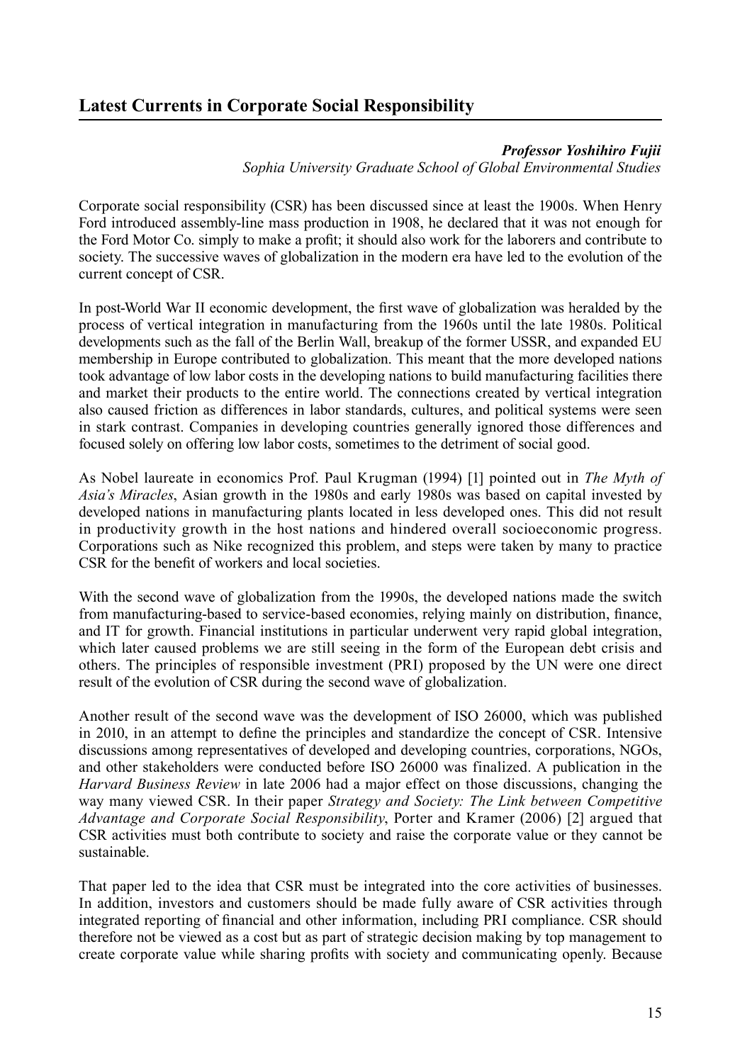## Latest Currents in Corporate Social Responsibility

***Professor Yoshihiro Fujii***
*Sophia University Graduate School of Global Environmental Studies*

Corporate social responsibility (CSR) has been discussed since at least the 1900s. When Henry Ford introduced assembly-line mass production in 1908, he declared that it was not enough for the Ford Motor Co. simply to make a profit; it should also work for the laborers and contribute to society. The successive waves of globalization in the modern era have led to the evolution of the current concept of CSR.

In post-World War II economic development, the first wave of globalization was heralded by the process of vertical integration in manufacturing from the 1960s until the late 1980s. Political developments such as the fall of the Berlin Wall, breakup of the former USSR, and expanded EU membership in Europe contributed to globalization. This meant that the more developed nations took advantage of low labor costs in the developing nations to build manufacturing facilities there and market their products to the entire world. The connections created by vertical integration also caused friction as differences in labor standards, cultures, and political systems were seen in stark contrast. Companies in developing countries generally ignored those differences and focused solely on offering low labor costs, sometimes to the detriment of social good.

As Nobel laureate in economics Prof. Paul Krugman (1994) [1] pointed out in *The Myth of Asia's Miracles*, Asian growth in the 1980s and early 1980s was based on capital invested by developed nations in manufacturing plants located in less developed ones. This did not result in productivity growth in the host nations and hindered overall socioeconomic progress. Corporations such as Nike recognized this problem, and steps were taken by many to practice CSR for the benefit of workers and local societies.

With the second wave of globalization from the 1990s, the developed nations made the switch from manufacturing-based to service-based economies, relying mainly on distribution, finance, and IT for growth. Financial institutions in particular underwent very rapid global integration, which later caused problems we are still seeing in the form of the European debt crisis and others. The principles of responsible investment (PRI) proposed by the UN were one direct result of the evolution of CSR during the second wave of globalization.

Another result of the second wave was the development of ISO 26000, which was published in 2010, in an attempt to define the principles and standardize the concept of CSR. Intensive discussions among representatives of developed and developing countries, corporations, NGOs, and other stakeholders were conducted before ISO 26000 was finalized. A publication in the *Harvard Business Review* in late 2006 had a major effect on those discussions, changing the way many viewed CSR. In their paper *Strategy and Society: The Link between Competitive Advantage and Corporate Social Responsibility*, Porter and Kramer (2006) [2] argued that CSR activities must both contribute to society and raise the corporate value or they cannot be sustainable.

That paper led to the idea that CSR must be integrated into the core activities of businesses. In addition, investors and customers should be made fully aware of CSR activities through integrated reporting of financial and other information, including PRI compliance. CSR should therefore not be viewed as a cost but as part of strategic decision making by top management to create corporate value while sharing profits with society and communicating openly. Because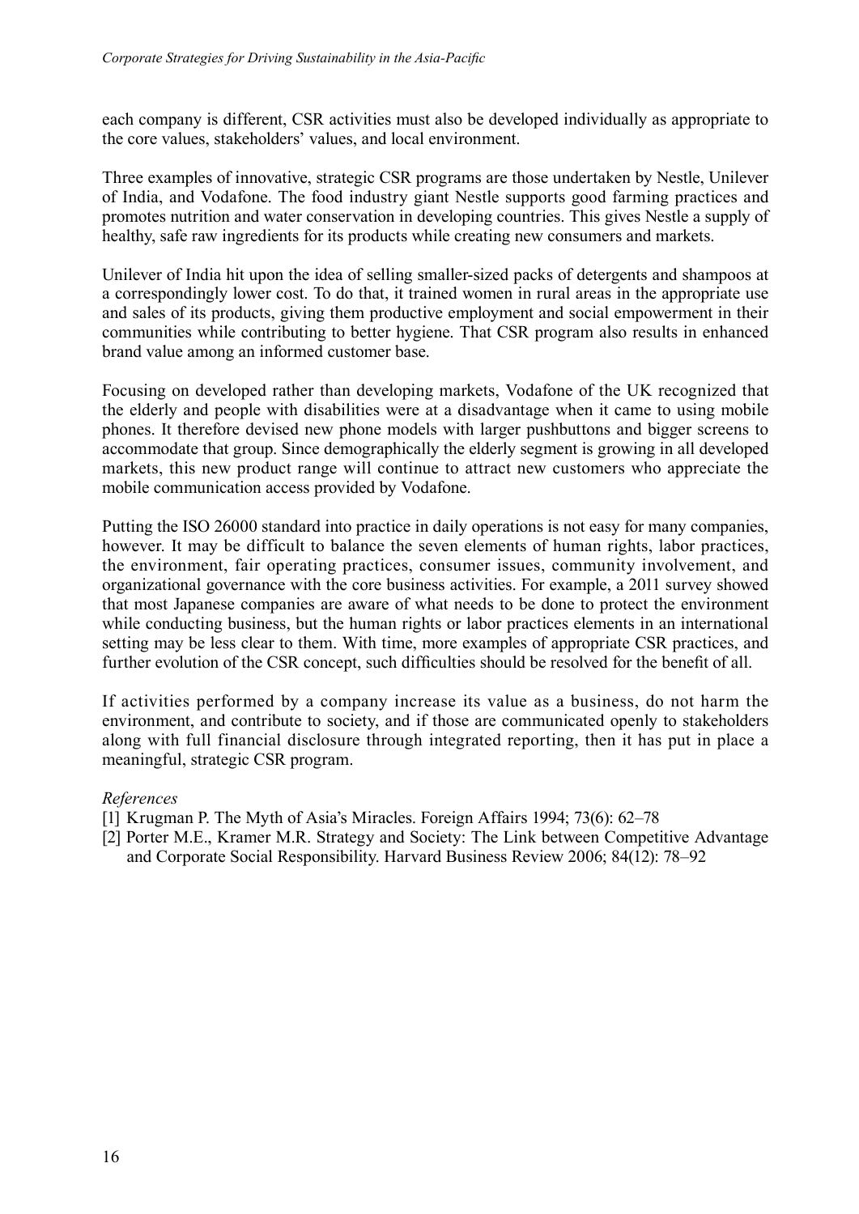each company is different, CSR activities must also be developed individually as appropriate to the core values, stakeholders' values, and local environment.

Three examples of innovative, strategic CSR programs are those undertaken by Nestle, Unilever of India, and Vodafone. The food industry giant Nestle supports good farming practices and promotes nutrition and water conservation in developing countries. This gives Nestle a supply of healthy, safe raw ingredients for its products while creating new consumers and markets.

Unilever of India hit upon the idea of selling smaller-sized packs of detergents and shampoos at a correspondingly lower cost. To do that, it trained women in rural areas in the appropriate use and sales of its products, giving them productive employment and social empowerment in their communities while contributing to better hygiene. That CSR program also results in enhanced brand value among an informed customer base.

Focusing on developed rather than developing markets, Vodafone of the UK recognized that the elderly and people with disabilities were at a disadvantage when it came to using mobile phones. It therefore devised new phone models with larger pushbuttons and bigger screens to accommodate that group. Since demographically the elderly segment is growing in all developed markets, this new product range will continue to attract new customers who appreciate the mobile communication access provided by Vodafone.

Putting the ISO 26000 standard into practice in daily operations is not easy for many companies, however. It may be difficult to balance the seven elements of human rights, labor practices, the environment, fair operating practices, consumer issues, community involvement, and organizational governance with the core business activities. For example, a 2011 survey showed that most Japanese companies are aware of what needs to be done to protect the environment while conducting business, but the human rights or labor practices elements in an international setting may be less clear to them. With time, more examples of appropriate CSR practices, and further evolution of the CSR concept, such difficulties should be resolved for the benefit of all.

If activities performed by a company increase its value as a business, do not harm the environment, and contribute to society, and if those are communicated openly to stakeholders along with full financial disclosure through integrated reporting, then it has put in place a meaningful, strategic CSR program.

*References*

[1] Krugman P. The Myth of Asia's Miracles. Foreign Affairs 1994; 73(6): 62–78

[2] Porter M.E., Kramer M.R. Strategy and Society: The Link between Competitive Advantage and Corporate Social Responsibility. Harvard Business Review 2006; 84(12): 78–92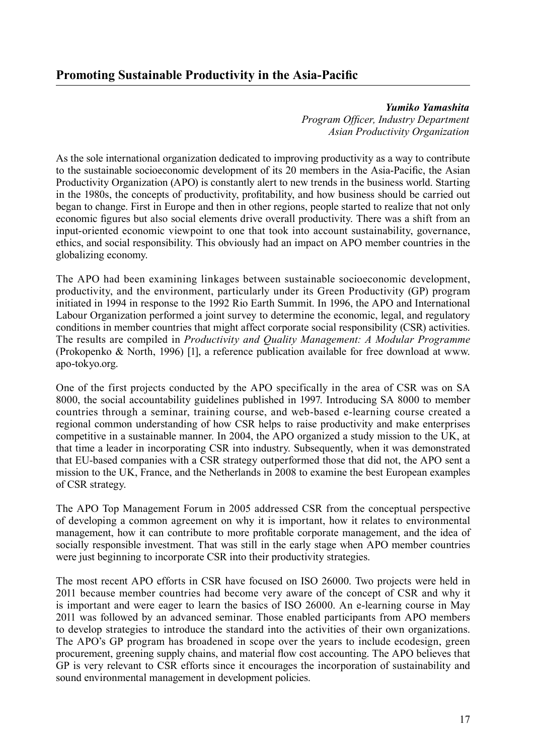## Promoting Sustainable Productivity in the Asia-Pacific

***Yumiko Yamashita***
*Program Officer, Industry Department*
*Asian Productivity Organization*

As the sole international organization dedicated to improving productivity as a way to contribute to the sustainable socioeconomic development of its 20 members in the Asia-Pacific, the Asian Productivity Organization (APO) is constantly alert to new trends in the business world. Starting in the 1980s, the concepts of productivity, profitability, and how business should be carried out began to change. First in Europe and then in other regions, people started to realize that not only economic figures but also social elements drive overall productivity. There was a shift from an input-oriented economic viewpoint to one that took into account sustainability, governance, ethics, and social responsibility. This obviously had an impact on APO member countries in the globalizing economy.

The APO had been examining linkages between sustainable socioeconomic development, productivity, and the environment, particularly under its Green Productivity (GP) program initiated in 1994 in response to the 1992 Rio Earth Summit. In 1996, the APO and International Labour Organization performed a joint survey to determine the economic, legal, and regulatory conditions in member countries that might affect corporate social responsibility (CSR) activities. The results are compiled in *Productivity and Quality Management: A Modular Programme* (Prokopenko & North, 1996) [1], a reference publication available for free download at www.apo-tokyo.org.

One of the first projects conducted by the APO specifically in the area of CSR was on SA 8000, the social accountability guidelines published in 1997. Introducing SA 8000 to member countries through a seminar, training course, and web-based e-learning course created a regional common understanding of how CSR helps to raise productivity and make enterprises competitive in a sustainable manner. In 2004, the APO organized a study mission to the UK, at that time a leader in incorporating CSR into industry. Subsequently, when it was demonstrated that EU-based companies with a CSR strategy outperformed those that did not, the APO sent a mission to the UK, France, and the Netherlands in 2008 to examine the best European examples of CSR strategy.

The APO Top Management Forum in 2005 addressed CSR from the conceptual perspective of developing a common agreement on why it is important, how it relates to environmental management, how it can contribute to more profitable corporate management, and the idea of socially responsible investment. That was still in the early stage when APO member countries were just beginning to incorporate CSR into their productivity strategies.

The most recent APO efforts in CSR have focused on ISO 26000. Two projects were held in 2011 because member countries had become very aware of the concept of CSR and why it is important and were eager to learn the basics of ISO 26000. An e-learning course in May 2011 was followed by an advanced seminar. Those enabled participants from APO members to develop strategies to introduce the standard into the activities of their own organizations. The APO's GP program has broadened in scope over the years to include ecodesign, green procurement, greening supply chains, and material flow cost accounting. The APO believes that GP is very relevant to CSR efforts since it encourages the incorporation of sustainability and sound environmental management in development policies.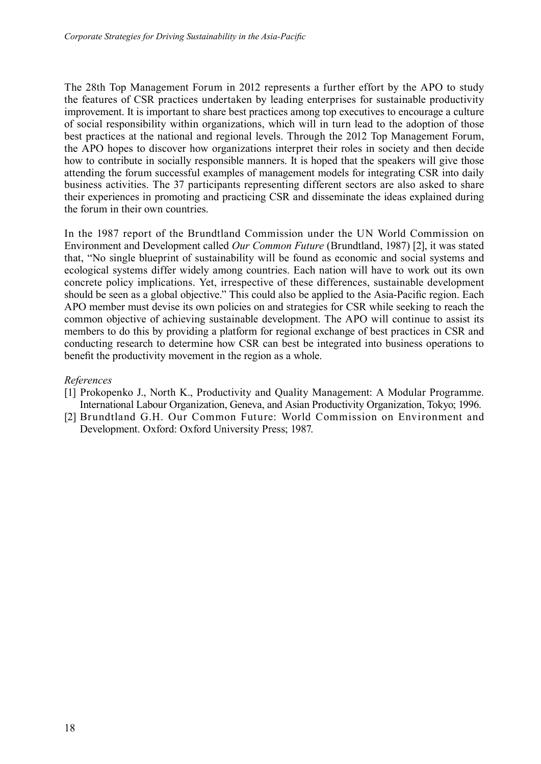The 28th Top Management Forum in 2012 represents a further effort by the APO to study the features of CSR practices undertaken by leading enterprises for sustainable productivity improvement. It is important to share best practices among top executives to encourage a culture of social responsibility within organizations, which will in turn lead to the adoption of those best practices at the national and regional levels. Through the 2012 Top Management Forum, the APO hopes to discover how organizations interpret their roles in society and then decide how to contribute in socially responsible manners. It is hoped that the speakers will give those attending the forum successful examples of management models for integrating CSR into daily business activities. The 37 participants representing different sectors are also asked to share their experiences in promoting and practicing CSR and disseminate the ideas explained during the forum in their own countries.

In the 1987 report of the Brundtland Commission under the UN World Commission on Environment and Development called *Our Common Future* (Brundtland, 1987) [2], it was stated that, "No single blueprint of sustainability will be found as economic and social systems and ecological systems differ widely among countries. Each nation will have to work out its own concrete policy implications. Yet, irrespective of these differences, sustainable development should be seen as a global objective." This could also be applied to the Asia-Pacific region. Each APO member must devise its own policies on and strategies for CSR while seeking to reach the common objective of achieving sustainable development. The APO will continue to assist its members to do this by providing a platform for regional exchange of best practices in CSR and conducting research to determine how CSR can best be integrated into business operations to benefit the productivity movement in the region as a whole.

*References*

[1] Prokopenko J., North K., Productivity and Quality Management: A Modular Programme. International Labour Organization, Geneva, and Asian Productivity Organization, Tokyo; 1996.

[2] Brundtland G.H. Our Common Future: World Commission on Environment and Development. Oxford: Oxford University Press; 1987.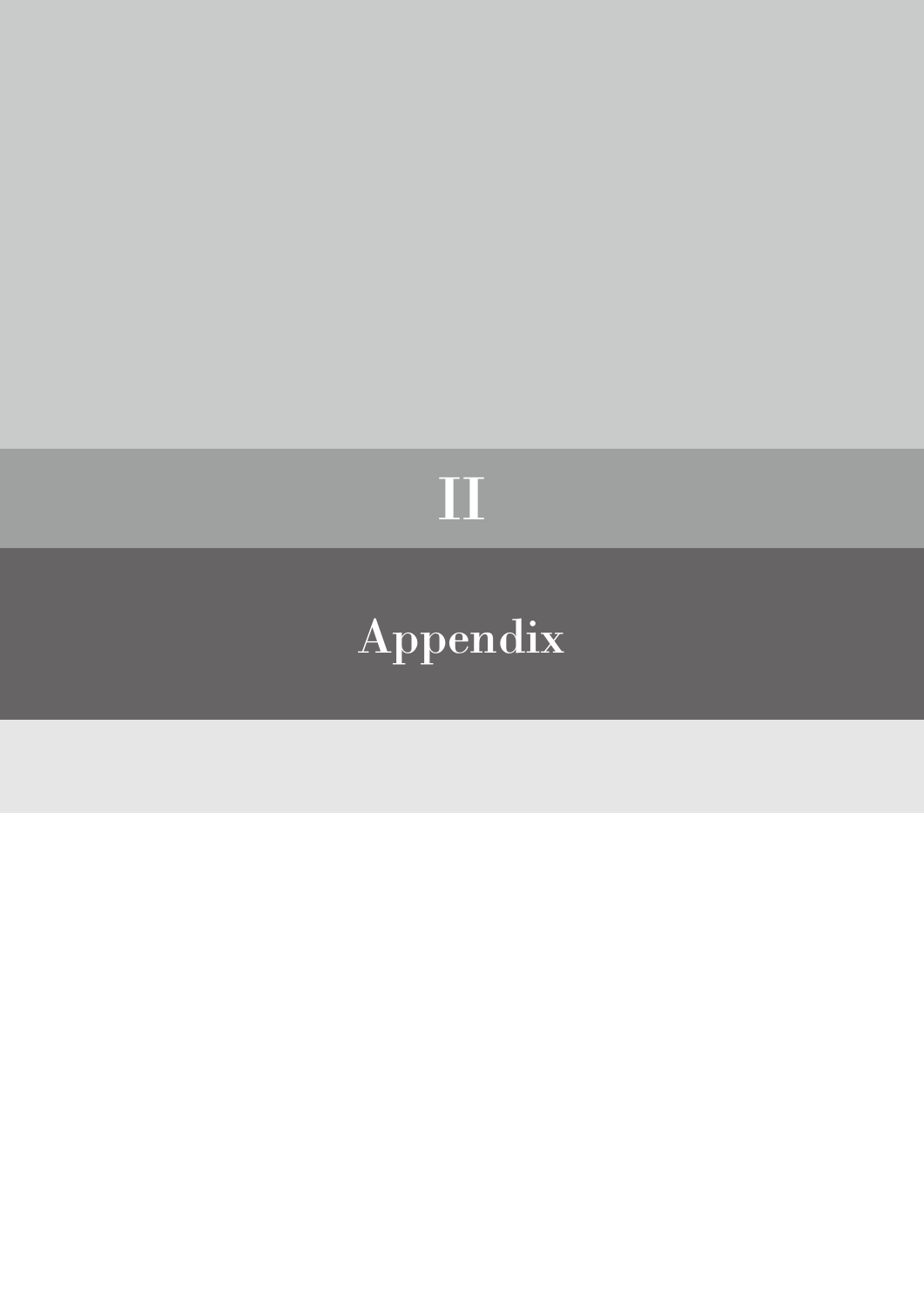# II

# Appendix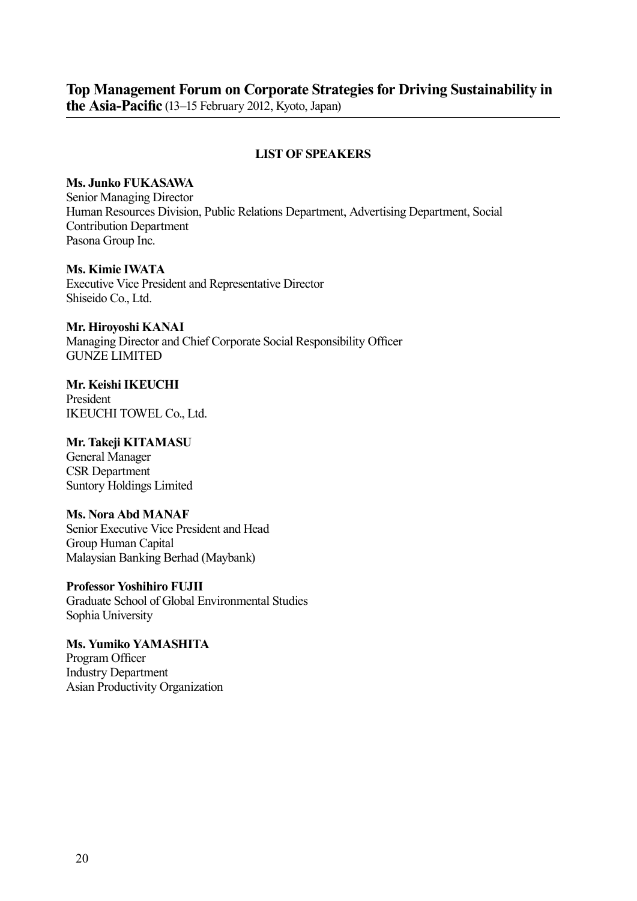## Top Management Forum on Corporate Strategies for Driving Sustainability in the Asia-Pacific (13–15 February 2012, Kyoto, Japan)

### LIST OF SPEAKERS

**Ms. Junko FUKASAWA**
Senior Managing Director
Human Resources Division, Public Relations Department, Advertising Department, Social Contribution Department
Pasona Group Inc.

**Ms. Kimie IWATA**
Executive Vice President and Representative Director
Shiseido Co., Ltd.

**Mr. Hiroyoshi KANAI**
Managing Director and Chief Corporate Social Responsibility Officer
GUNZE LIMITED

**Mr. Keishi IKEUCHI**
President
IKEUCHI TOWEL Co., Ltd.

**Mr. Takeji KITAMASU**
General Manager
CSR Department
Suntory Holdings Limited

**Ms. Nora Abd MANAF**
Senior Executive Vice President and Head
Group Human Capital
Malaysian Banking Berhad (Maybank)

**Professor Yoshihiro FUJII**
Graduate School of Global Environmental Studies
Sophia University

**Ms. Yumiko YAMASHITA**
Program Officer
Industry Department
Asian Productivity Organization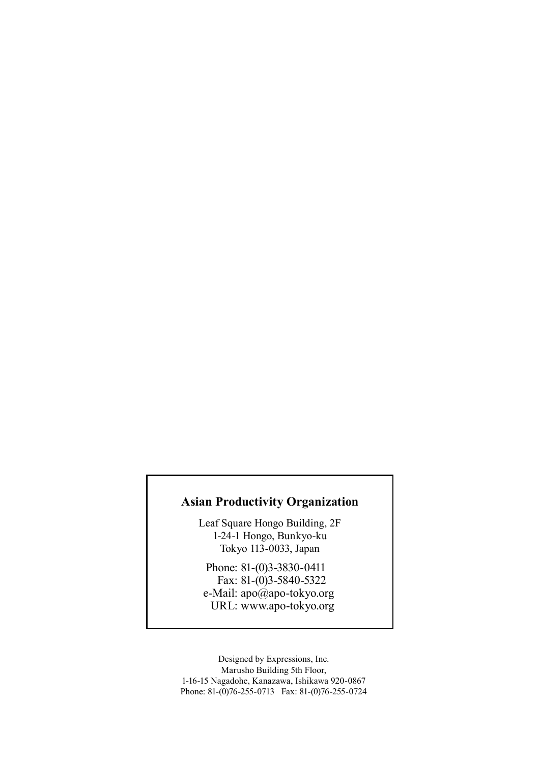**Asian Productivity Organization**

Leaf Square Hongo Building, 2F
1-24-1 Hongo, Bunkyo-ku
Tokyo 113-0033, Japan

Phone: 81-(0)3-3830-0411
Fax: 81-(0)3-5840-5322
e-Mail: apo@apo-tokyo.org
URL: www.apo-tokyo.org

Designed by Expressions, Inc.
Marusho Building 5th Floor,
1-16-15 Nagadohe, Kanazawa, Ishikawa 920-0867
Phone: 81-(0)76-255-0713 Fax: 81-(0)76-255-0724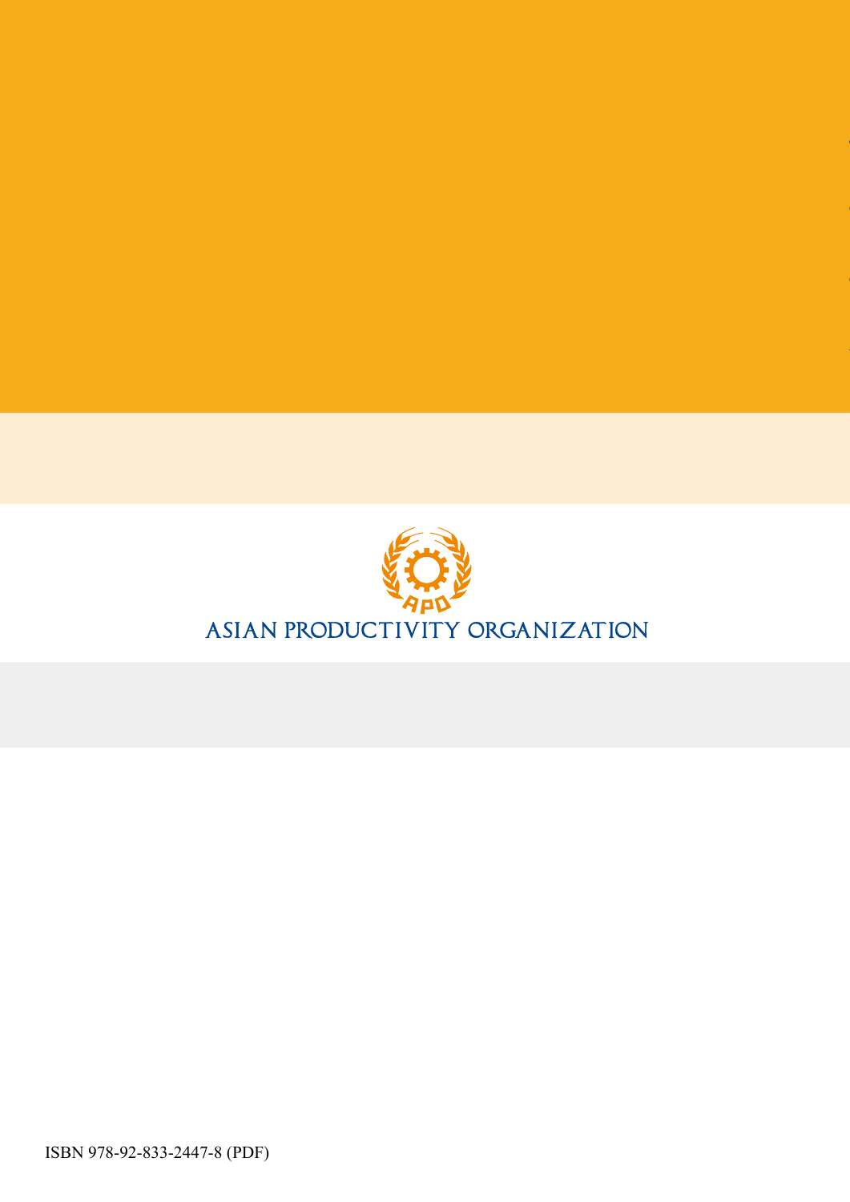ASIAN PRODUCTIVITY ORGANIZATION

ISBN 978-92-833-2447-8 (PDF)